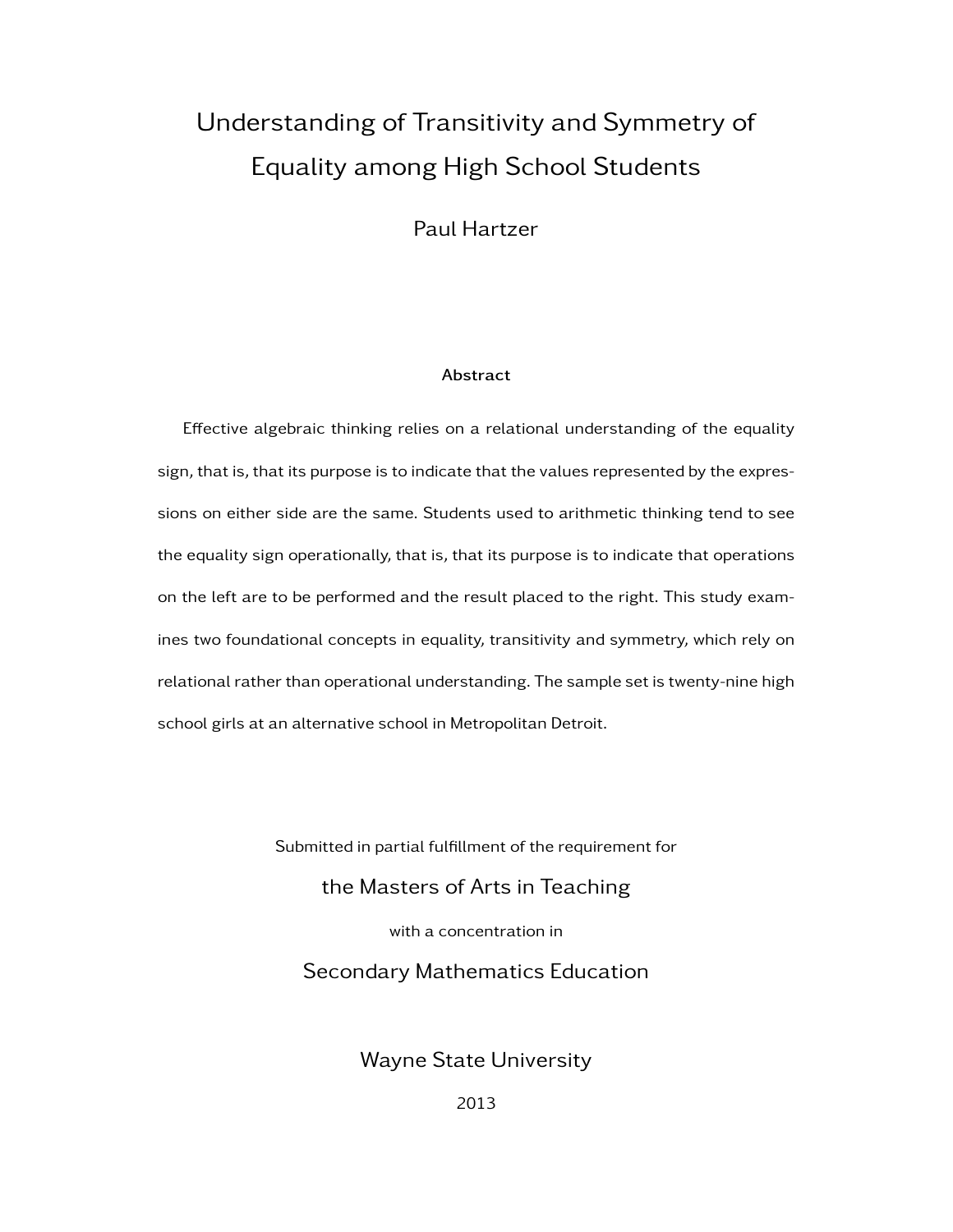# Understanding of Transitivity and Symmetry of Equality among High School Students

Paul Hartzer

### Abstract

Effective algebraic thinking relies on a relational understanding of the equality sign, that is, that its purpose is to indicate that the values represented by the expressions on either side are the same. Students used to arithmetic thinking tend to see the equality sign operationally, that is, that its purpose is to indicate that operations on the left are to be performed and the result placed to the right. This study examines two foundational concepts in equality, transitivity and symmetry, which rely on relational rather than operational understanding. The sample set is twenty-nine high school girls at an alternative school in Metropolitan Detroit.

Submitted in partial fulfillment of the requirement for

the Masters of Arts in Teaching

with a concentration in

Secondary Mathematics Education

Wayne State University

2013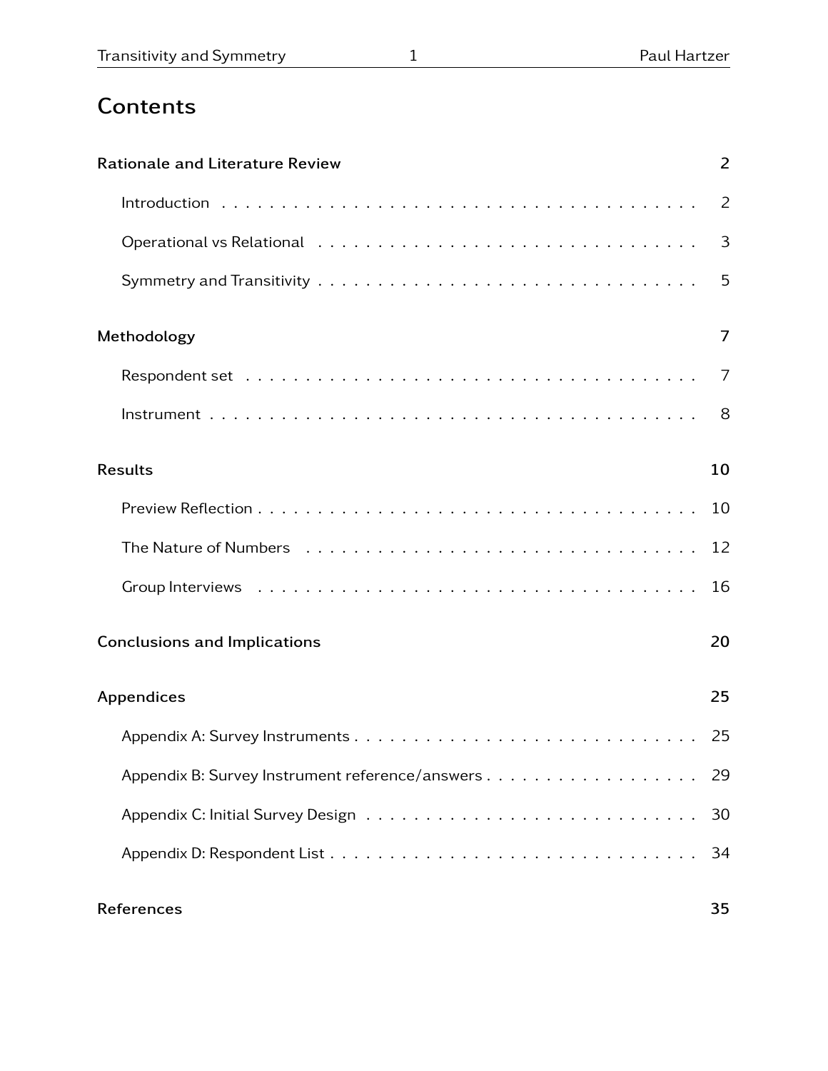# Contents

**Rationale and Literature Review** **2**

- Introduction . . . . . 2
- Operational vs Relational . . . . . 3
- Symmetry and Transitivity . . . . . 5

**Methodology** **7**

- Respondent set . . . . . 7
- Instrument . . . . . 8

**Results** **10**

- Preview Reflection . . . . . 10
- The Nature of Numbers . . . . . 12
- Group Interviews . . . . . 16

**Conclusions and Implications** **20**

**Appendices** **25**

- Appendix A: Survey Instruments . . . . . 25
- Appendix B: Survey Instrument reference/answers . . . . . 29
- Appendix C: Initial Survey Design . . . . . 30
- Appendix D: Respondent List . . . . . 34

**References** **35**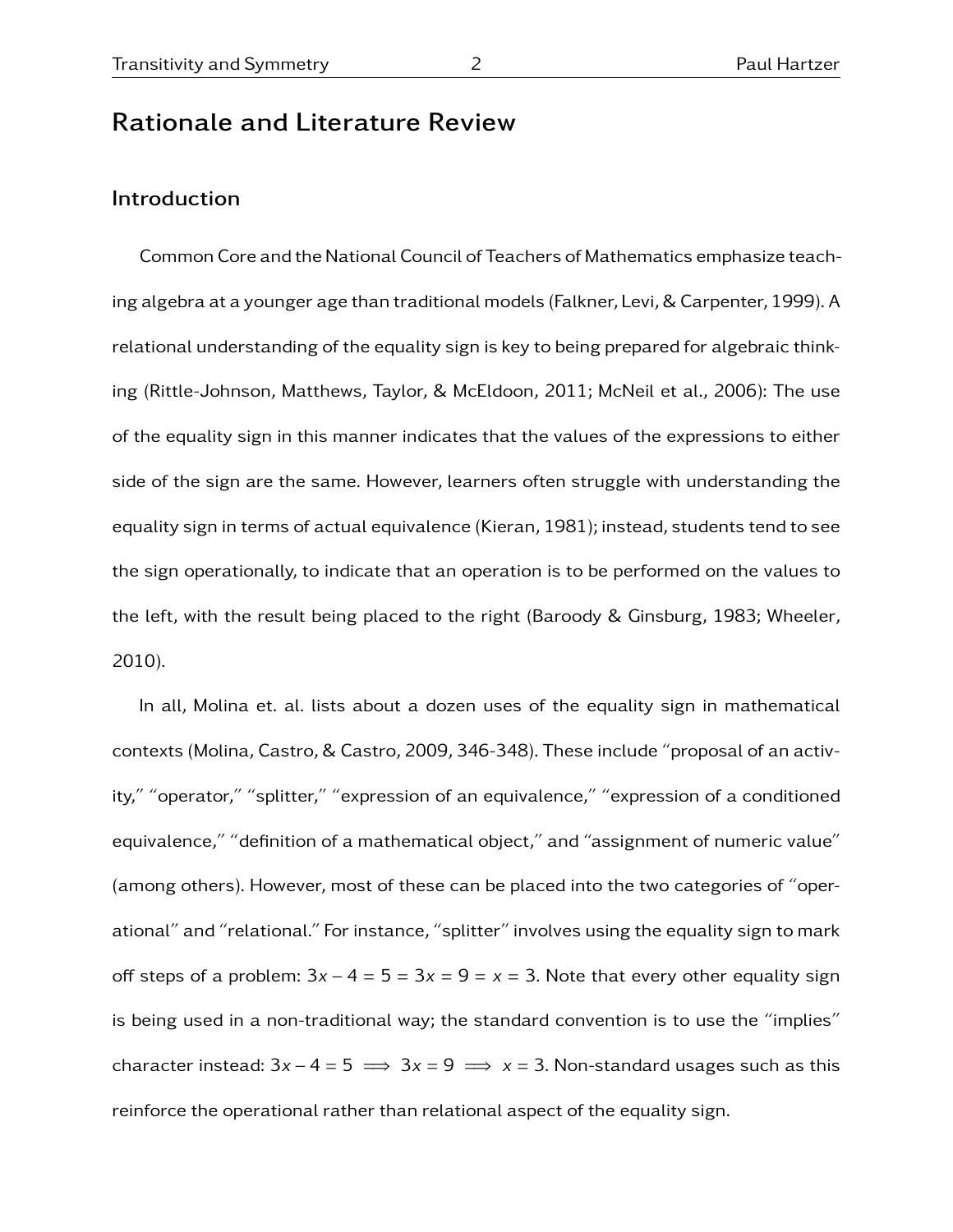# Rationale and Literature Review

## Introduction

Common Core and the National Council of Teachers of Mathematics emphasize teaching algebra at a younger age than traditional models (Falkner, Levi, & Carpenter, 1999). A relational understanding of the equality sign is key to being prepared for algebraic thinking (Rittle-Johnson, Matthews, Taylor, & McEldoon, 2011; McNeil et al., 2006): The use of the equality sign in this manner indicates that the values of the expressions to either side of the sign are the same. However, learners often struggle with understanding the equality sign in terms of actual equivalence (Kieran, 1981); instead, students tend to see the sign operationally, to indicate that an operation is to be performed on the values to the left, with the result being placed to the right (Baroody & Ginsburg, 1983; Wheeler, 2010).

In all, Molina et. al. lists about a dozen uses of the equality sign in mathematical contexts (Molina, Castro, & Castro, 2009, 346-348). These include "proposal of an activity," "operator," "splitter," "expression of an equivalence," "expression of a conditioned equivalence," "definition of a mathematical object," and "assignment of numeric value" (among others). However, most of these can be placed into the two categories of "operational" and "relational." For instance, "splitter" involves using the equality sign to mark off steps of a problem: $3x - 4 = 5 = 3x = 9 = x = 3$. Note that every other equality sign is being used in a non-traditional way; the standard convention is to use the "implies" character instead: $3x - 4 = 5 \implies 3x = 9 \implies x = 3$. Non-standard usages such as this reinforce the operational rather than relational aspect of the equality sign.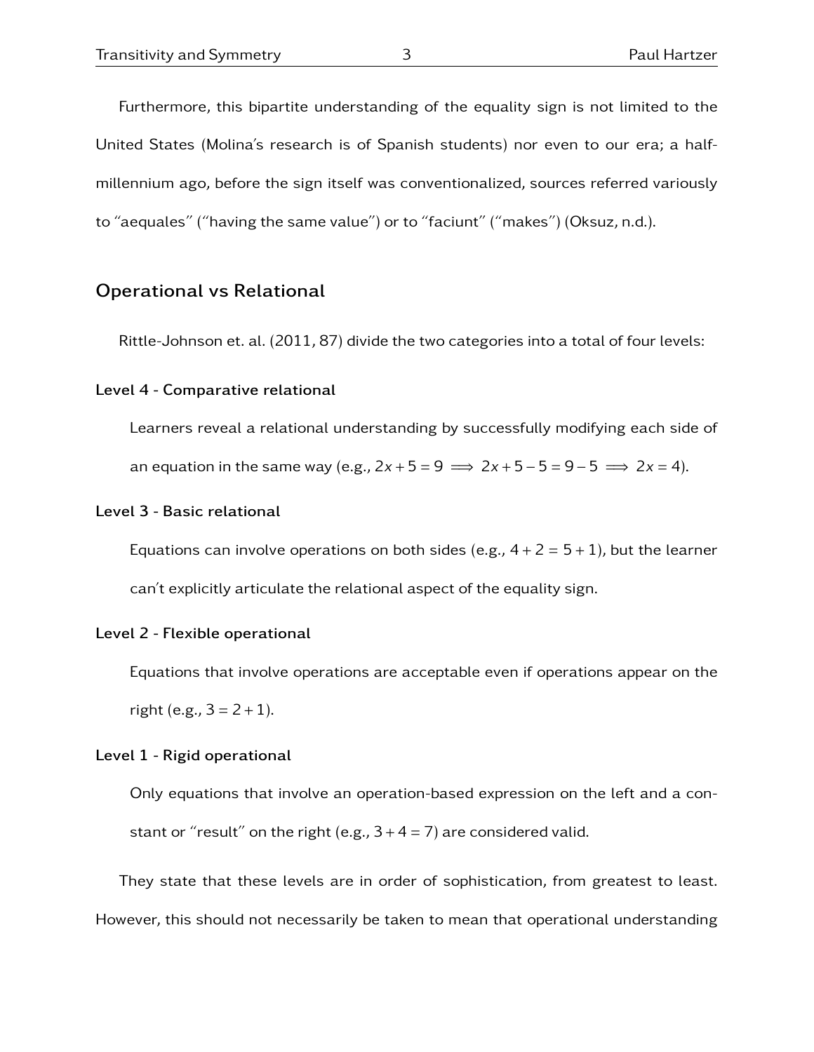Furthermore, this bipartite understanding of the equality sign is not limited to the United States (Molina's research is of Spanish students) nor even to our era; a half-millennium ago, before the sign itself was conventionalized, sources referred variously to "aequales" ("having the same value") or to "faciunt" ("makes") (Oksuz, n.d.).

## Operational vs Relational

Rittle-Johnson et. al. (2011, 87) divide the two categories into a total of four levels:

**Level 4 - Comparative relational**

Learners reveal a relational understanding by successfully modifying each side of an equation in the same way (e.g., $2x + 5 = 9 \implies 2x + 5 - 5 = 9 - 5 \implies 2x = 4$).

**Level 3 - Basic relational**

Equations can involve operations on both sides (e.g., $4 + 2 = 5 + 1$), but the learner can't explicitly articulate the relational aspect of the equality sign.

**Level 2 - Flexible operational**

Equations that involve operations are acceptable even if operations appear on the right (e.g., $3 = 2 + 1$).

**Level 1 - Rigid operational**

Only equations that involve an operation-based expression on the left and a constant or "result" on the right (e.g., $3 + 4 = 7$) are considered valid.

They state that these levels are in order of sophistication, from greatest to least. However, this should not necessarily be taken to mean that operational understanding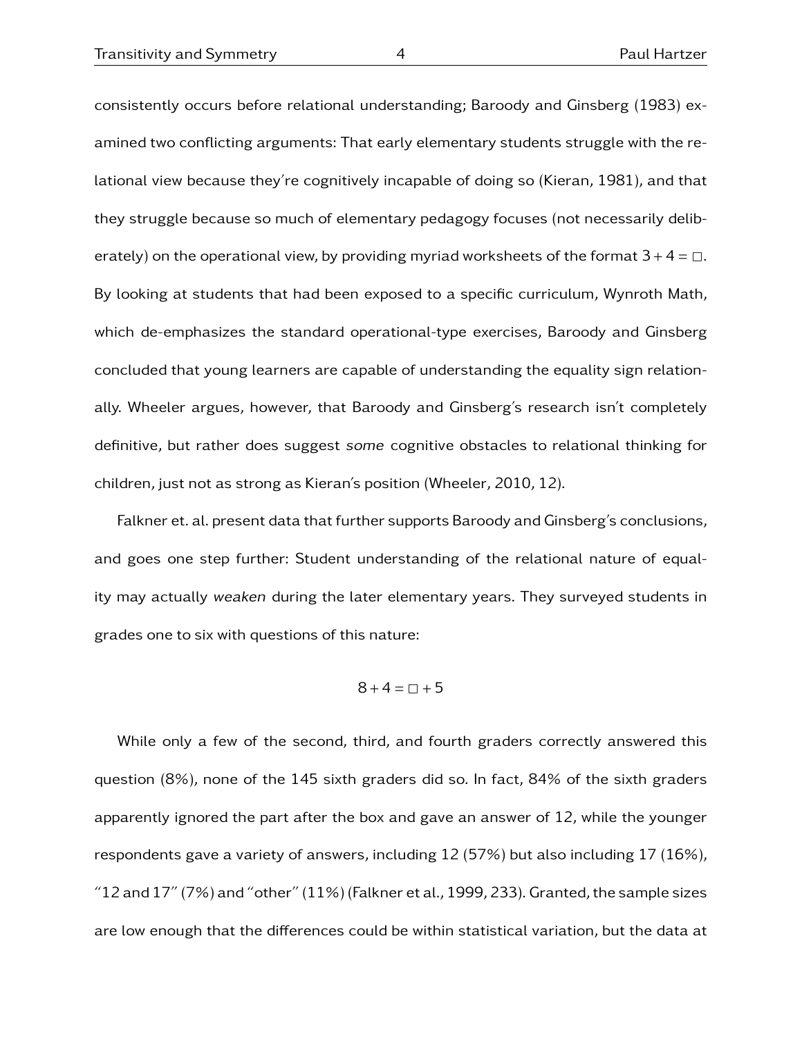consistently occurs before relational understanding; Baroody and Ginsberg (1983) examined two conflicting arguments: That early elementary students struggle with the relational view because they're cognitively incapable of doing so (Kieran, 1981), and that they struggle because so much of elementary pedagogy focuses (not necessarily deliberately) on the operational view, by providing myriad worksheets of the format $3 + 4 = \square$. By looking at students that had been exposed to a specific curriculum, Wynroth Math, which de-emphasizes the standard operational-type exercises, Baroody and Ginsberg concluded that young learners are capable of understanding the equality sign relationally. Wheeler argues, however, that Baroody and Ginsberg's research isn't completely definitive, but rather does suggest *some* cognitive obstacles to relational thinking for children, just not as strong as Kieran's position (Wheeler, 2010, 12).

Falkner et. al. present data that further supports Baroody and Ginsberg's conclusions, and goes one step further: Student understanding of the relational nature of equality may actually *weaken* during the later elementary years. They surveyed students in grades one to six with questions of this nature:

$$8 + 4 = \square + 5$$

While only a few of the second, third, and fourth graders correctly answered this question (8%), none of the 145 sixth graders did so. In fact, 84% of the sixth graders apparently ignored the part after the box and gave an answer of 12, while the younger respondents gave a variety of answers, including 12 (57%) but also including 17 (16%), "12 and 17" (7%) and "other" (11%) (Falkner et al., 1999, 233). Granted, the sample sizes are low enough that the differences could be within statistical variation, but the data at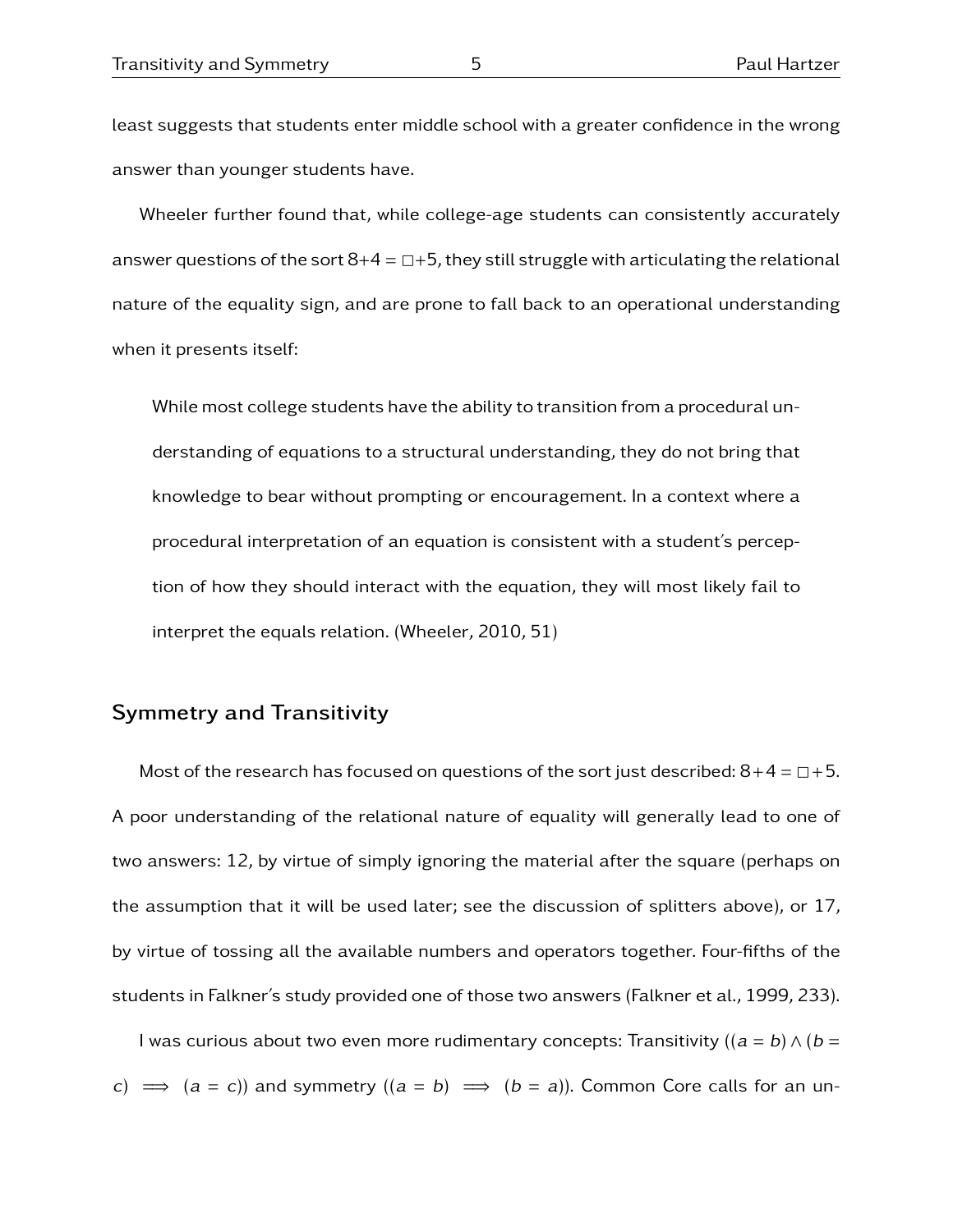least suggests that students enter middle school with a greater confidence in the wrong answer than younger students have.

Wheeler further found that, while college-age students can consistently accurately answer questions of the sort $8+4 = \square+5$, they still struggle with articulating the relational nature of the equality sign, and are prone to fall back to an operational understanding when it presents itself:

> While most college students have the ability to transition from a procedural understanding of equations to a structural understanding, they do not bring that knowledge to bear without prompting or encouragement. In a context where a procedural interpretation of an equation is consistent with a student's perception of how they should interact with the equation, they will most likely fail to interpret the equals relation. (Wheeler, 2010, 51)

## Symmetry and Transitivity

Most of the research has focused on questions of the sort just described: $8+4 = \square+5$. A poor understanding of the relational nature of equality will generally lead to one of two answers: 12, by virtue of simply ignoring the material after the square (perhaps on the assumption that it will be used later; see the discussion of splitters above), or 17, by virtue of tossing all the available numbers and operators together. Four-fifths of the students in Falkner's study provided one of those two answers (Falkner et al., 1999, 233).

I was curious about two even more rudimentary concepts: Transitivity ($(a = b) \wedge (b = c) \implies (a = c)$) and symmetry ($(a = b) \implies (b = a)$). Common Core calls for an un-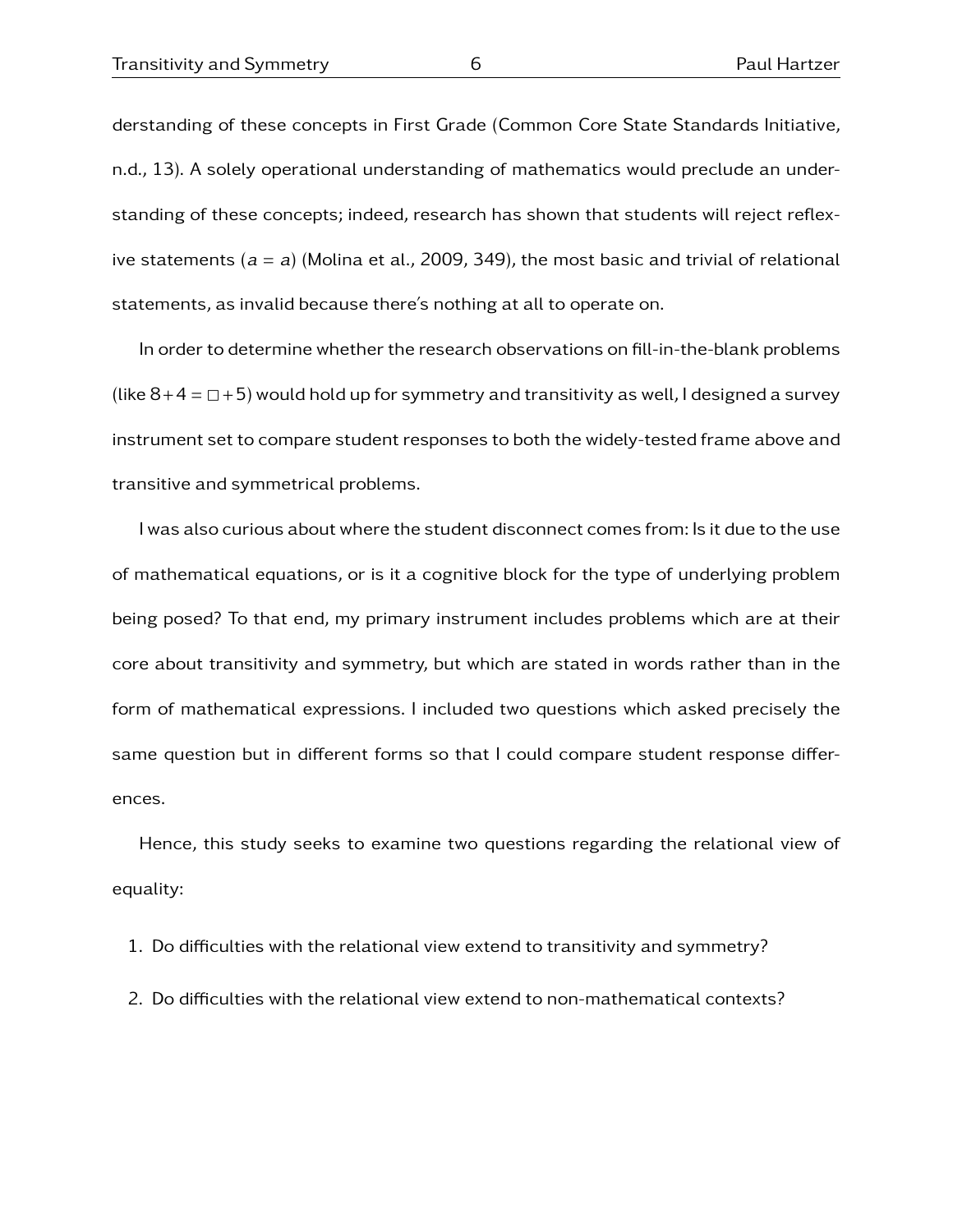derstanding of these concepts in First Grade (Common Core State Standards Initiative, n.d., 13). A solely operational understanding of mathematics would preclude an understanding of these concepts; indeed, research has shown that students will reject reflexive statements ($a = a$) (Molina et al., 2009, 349), the most basic and trivial of relational statements, as invalid because there's nothing at all to operate on.

In order to determine whether the research observations on fill-in-the-blank problems (like $8+4=\square+5$) would hold up for symmetry and transitivity as well, I designed a survey instrument set to compare student responses to both the widely-tested frame above and transitive and symmetrical problems.

I was also curious about where the student disconnect comes from: Is it due to the use of mathematical equations, or is it a cognitive block for the type of underlying problem being posed? To that end, my primary instrument includes problems which are at their core about transitivity and symmetry, but which are stated in words rather than in the form of mathematical expressions. I included two questions which asked precisely the same question but in different forms so that I could compare student response differences.

Hence, this study seeks to examine two questions regarding the relational view of equality:

1. Do difficulties with the relational view extend to transitivity and symmetry?
2. Do difficulties with the relational view extend to non-mathematical contexts?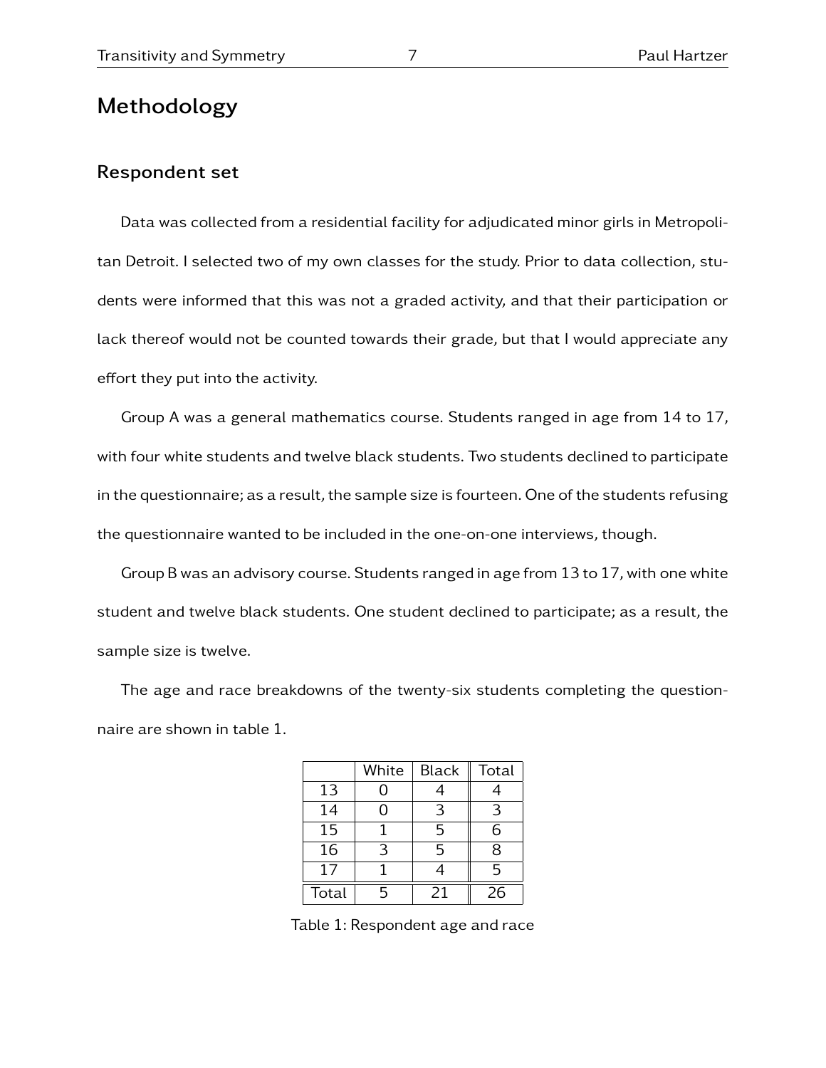# Methodology

## Respondent set

Data was collected from a residential facility for adjudicated minor girls in Metropolitan Detroit. I selected two of my own classes for the study. Prior to data collection, students were informed that this was not a graded activity, and that their participation or lack thereof would not be counted towards their grade, but that I would appreciate any effort they put into the activity.

Group A was a general mathematics course. Students ranged in age from 14 to 17, with four white students and twelve black students. Two students declined to participate in the questionnaire; as a result, the sample size is fourteen. One of the students refusing the questionnaire wanted to be included in the one-on-one interviews, though.

Group B was an advisory course. Students ranged in age from 13 to 17, with one white student and twelve black students. One student declined to participate; as a result, the sample size is twelve.

The age and race breakdowns of the twenty-six students completing the questionnaire are shown in table 1.

| | White | Black | Total |
|---|---|---|---|
| 13 | 0 | 4 | 4 |
| 14 | 0 | 3 | 3 |
| 15 | 1 | 5 | 6 |
| 16 | 3 | 5 | 8 |
| 17 | 1 | 4 | 5 |
| Total | 5 | 21 | 26 |

Table 1: Respondent age and race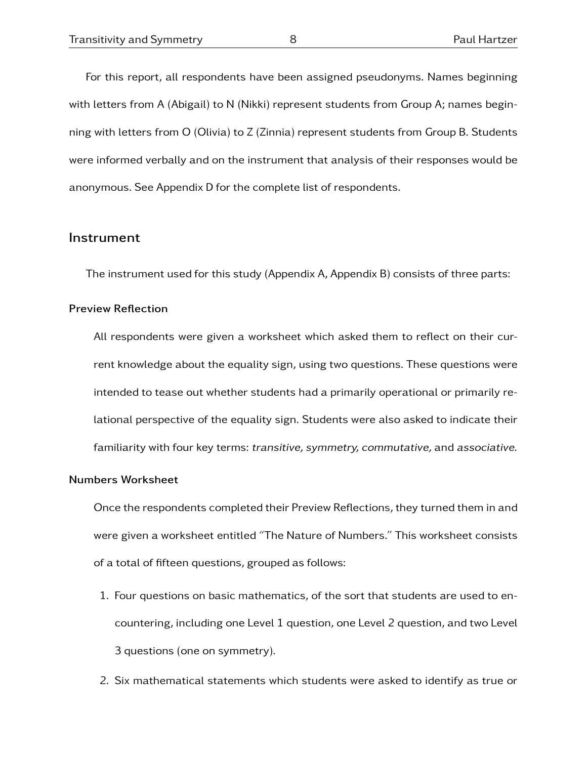For this report, all respondents have been assigned pseudonyms. Names beginning with letters from A (Abigail) to N (Nikki) represent students from Group A; names beginning with letters from O (Olivia) to Z (Zinnia) represent students from Group B. Students were informed verbally and on the instrument that analysis of their responses would be anonymous. See Appendix D for the complete list of respondents.

## Instrument

The instrument used for this study (Appendix A, Appendix B) consists of three parts:

### Preview Reflection

All respondents were given a worksheet which asked them to reflect on their current knowledge about the equality sign, using two questions. These questions were intended to tease out whether students had a primarily operational or primarily relational perspective of the equality sign. Students were also asked to indicate their familiarity with four key terms: *transitive, symmetry, commutative,* and *associative*.

### Numbers Worksheet

Once the respondents completed their Preview Reflections, they turned them in and were given a worksheet entitled "The Nature of Numbers." This worksheet consists of a total of fifteen questions, grouped as follows:

1. Four questions on basic mathematics, of the sort that students are used to encountering, including one Level 1 question, one Level 2 question, and two Level 3 questions (one on symmetry).
2. Six mathematical statements which students were asked to identify as true or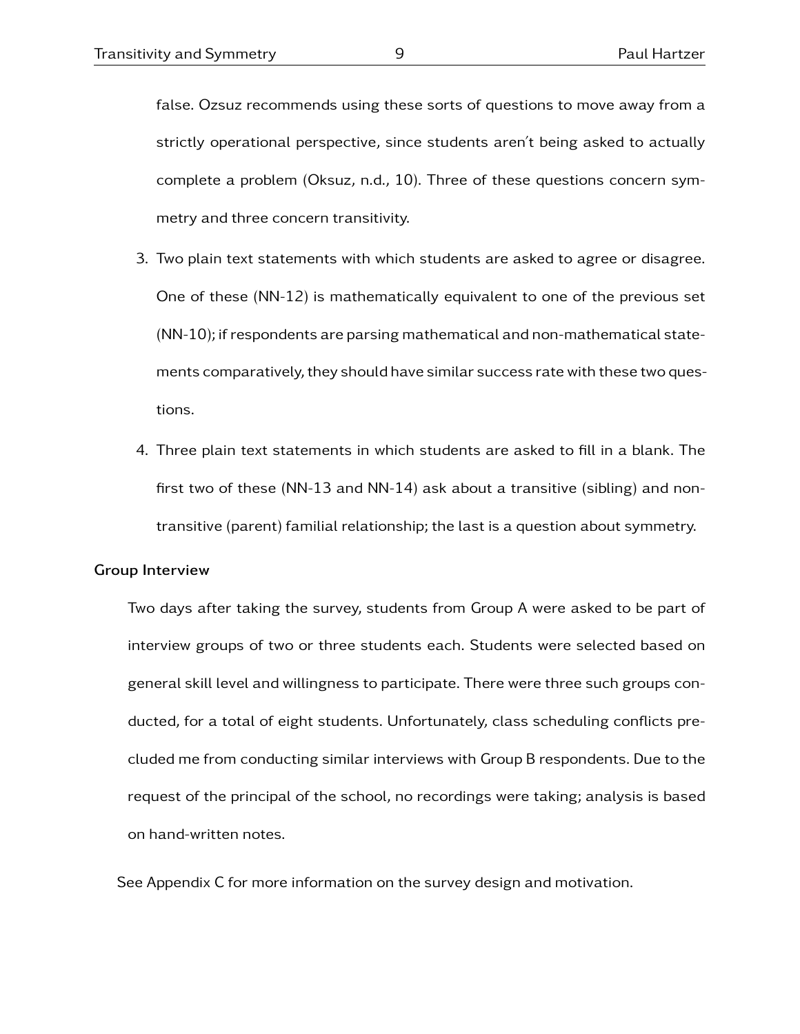false. Ozsuz recommends using these sorts of questions to move away from a strictly operational perspective, since students aren't being asked to actually complete a problem (Oksuz, n.d., 10). Three of these questions concern symmetry and three concern transitivity.

3. Two plain text statements with which students are asked to agree or disagree. One of these (NN-12) is mathematically equivalent to one of the previous set (NN-10); if respondents are parsing mathematical and non-mathematical statements comparatively, they should have similar success rate with these two questions.

4. Three plain text statements in which students are asked to fill in a blank. The first two of these (NN-13 and NN-14) ask about a transitive (sibling) and non-transitive (parent) familial relationship; the last is a question about symmetry.

### Group Interview

Two days after taking the survey, students from Group A were asked to be part of interview groups of two or three students each. Students were selected based on general skill level and willingness to participate. There were three such groups conducted, for a total of eight students. Unfortunately, class scheduling conflicts precluded me from conducting similar interviews with Group B respondents. Due to the request of the principal of the school, no recordings were taking; analysis is based on hand-written notes.

See Appendix C for more information on the survey design and motivation.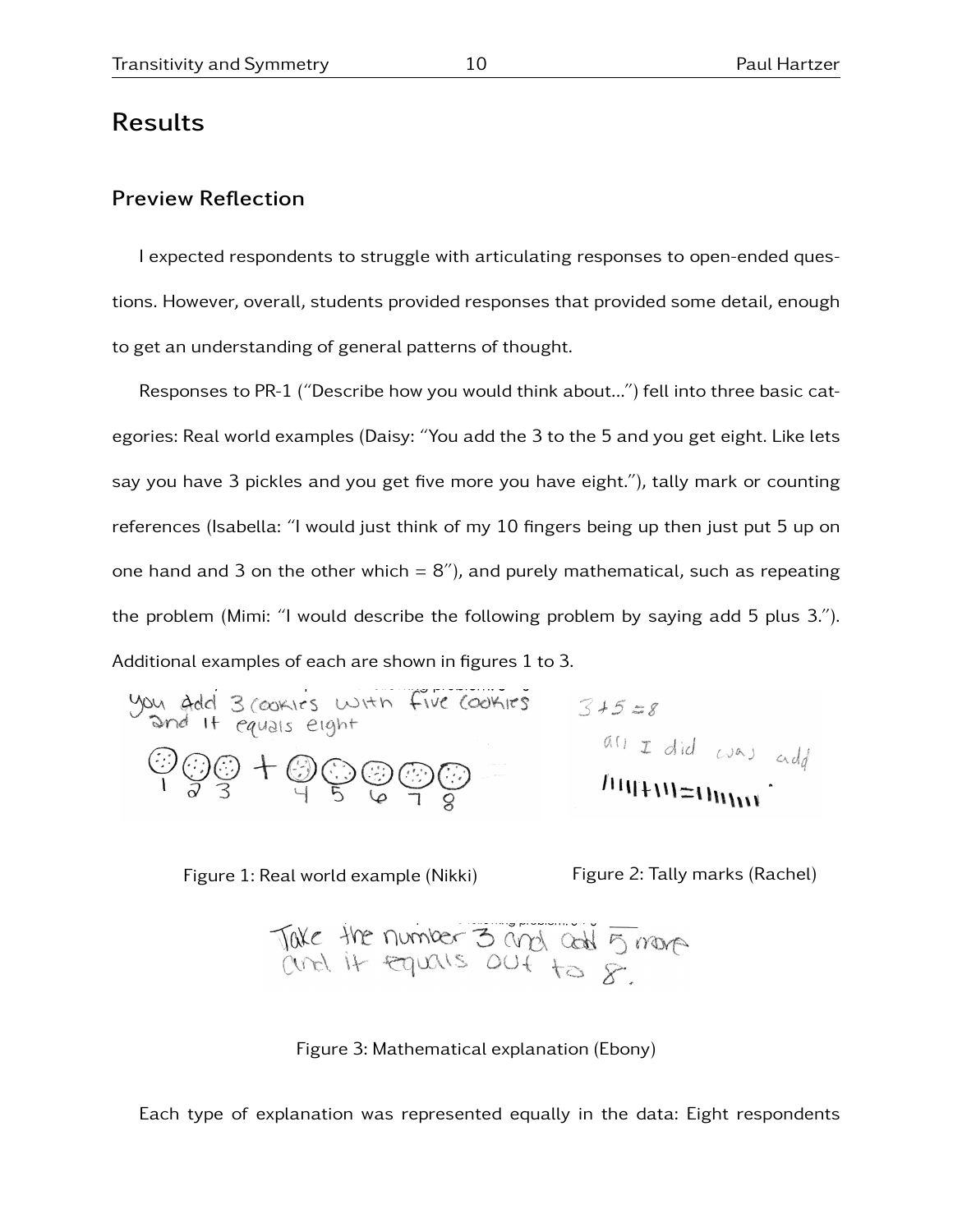## Results

### Preview Reflection

I expected respondents to struggle with articulating responses to open-ended questions. However, overall, students provided responses that provided some detail, enough to get an understanding of general patterns of thought.

Responses to PR-1 ("Describe how you would think about...") fell into three basic categories: Real world examples (Daisy: "You add the 3 to the 5 and you get eight. Like lets say you have 3 pickles and you get five more you have eight."), tally mark or counting references (Isabella: "I would just think of my 10 fingers being up then just put 5 up on one hand and 3 on the other which = 8"), and purely mathematical, such as repeating the problem (Mimi: "I would describe the following problem by saying add 5 plus 3."). Additional examples of each are shown in figures 1 to 3.

Figure 1: Real world example (Nikki)

Figure 2: Tally marks (Rachel)

Figure 3: Mathematical explanation (Ebony)

Each type of explanation was represented equally in the data: Eight respondents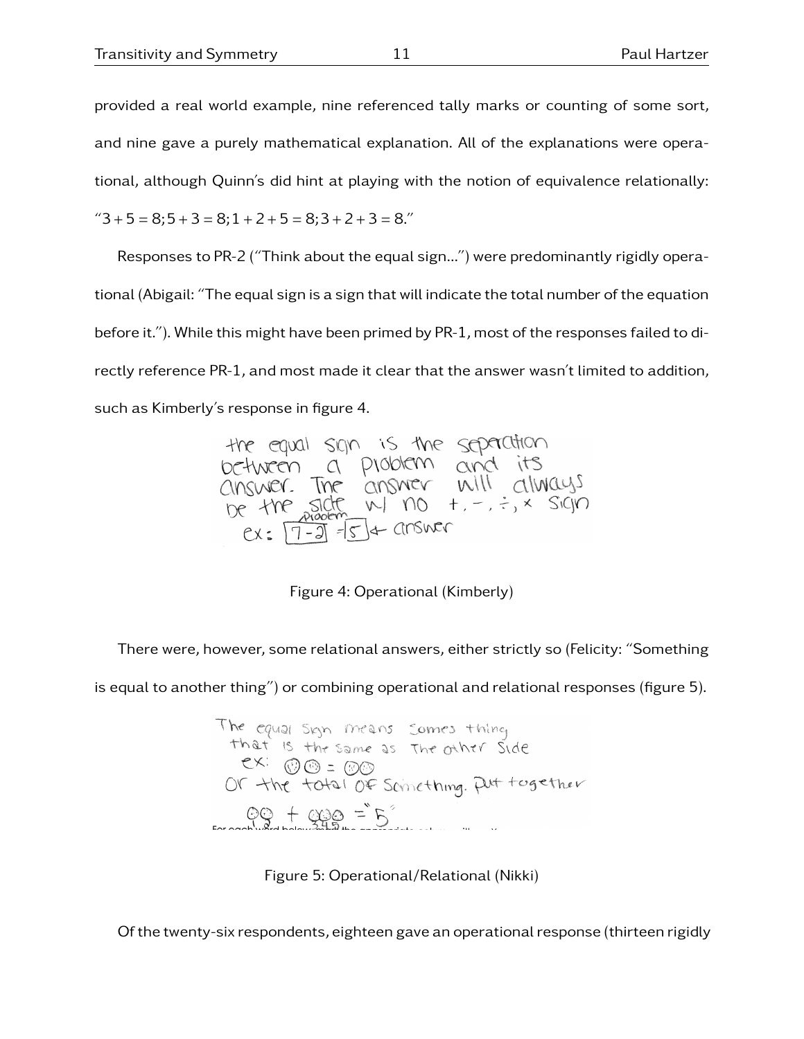provided a real world example, nine referenced tally marks or counting of some sort, and nine gave a purely mathematical explanation. All of the explanations were operational, although Quinn's did hint at playing with the notion of equivalence relationally: "$3+5=8; 5+3=8; 1+2+5=8; 3+2+3=8$."

Responses to PR-2 ("Think about the equal sign...") were predominantly rigidly operational (Abigail: "The equal sign is a sign that will indicate the total number of the equation before it."). While this might have been primed by PR-1, most of the responses failed to directly reference PR-1, and most made it clear that the answer wasn't limited to addition, such as Kimberly's response in figure 4.

Figure 4: Operational (Kimberly)

There were, however, some relational answers, either strictly so (Felicity: "Something is equal to another thing") or combining operational and relational responses (figure 5).

Figure 5: Operational/Relational (Nikki)

Of the twenty-six respondents, eighteen gave an operational response (thirteen rigidly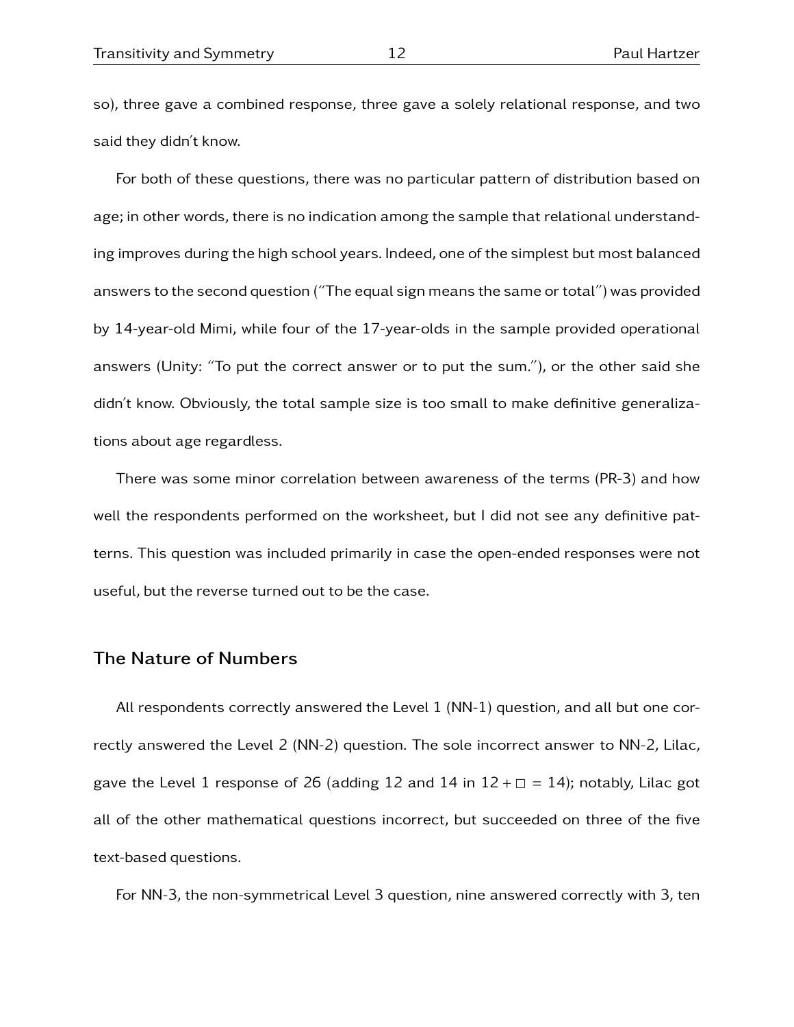so), three gave a combined response, three gave a solely relational response, and two said they didn't know.

For both of these questions, there was no particular pattern of distribution based on age; in other words, there is no indication among the sample that relational understanding improves during the high school years. Indeed, one of the simplest but most balanced answers to the second question ("The equal sign means the same or total") was provided by 14-year-old Mimi, while four of the 17-year-olds in the sample provided operational answers (Unity: "To put the correct answer or to put the sum."), or the other said she didn't know. Obviously, the total sample size is too small to make definitive generalizations about age regardless.

There was some minor correlation between awareness of the terms (PR-3) and how well the respondents performed on the worksheet, but I did not see any definitive patterns. This question was included primarily in case the open-ended responses were not useful, but the reverse turned out to be the case.

## The Nature of Numbers

All respondents correctly answered the Level 1 (NN-1) question, and all but one correctly answered the Level 2 (NN-2) question. The sole incorrect answer to NN-2, Lilac, gave the Level 1 response of 26 (adding 12 and 14 in $12 + \square = 14$); notably, Lilac got all of the other mathematical questions incorrect, but succeeded on three of the five text-based questions.

For NN-3, the non-symmetrical Level 3 question, nine answered correctly with 3, ten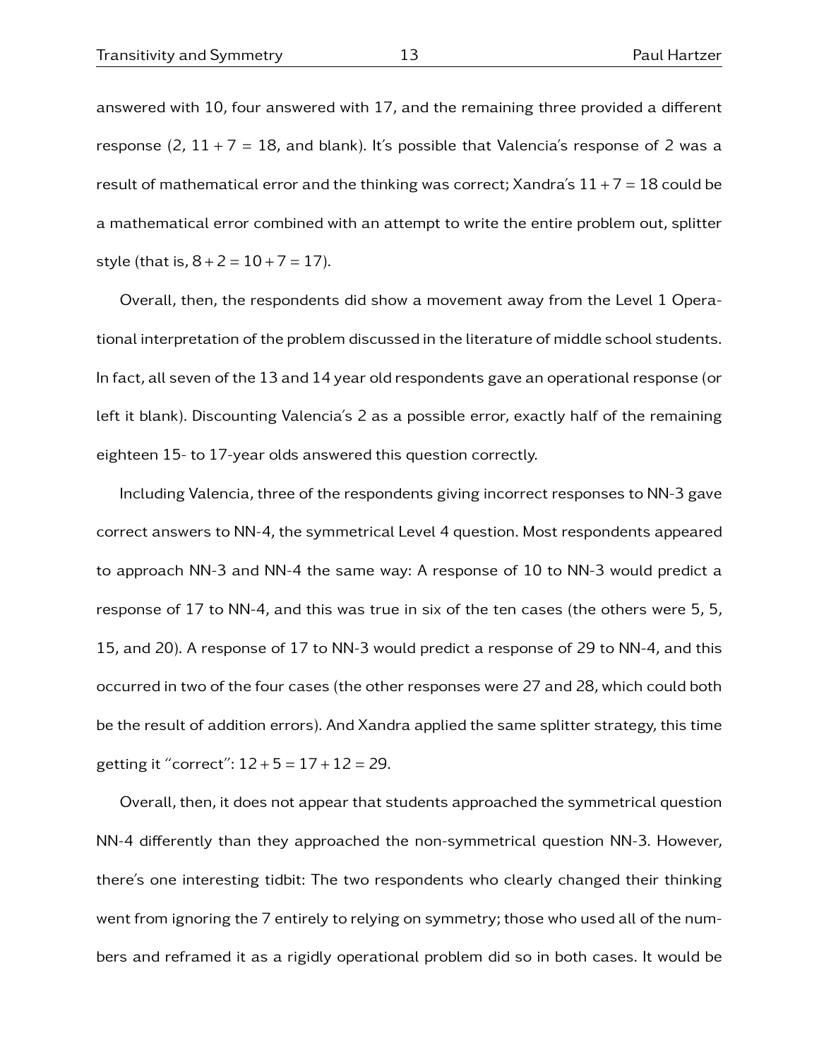answered with 10, four answered with 17, and the remaining three provided a different response (2, $11+7=18$, and blank). It's possible that Valencia's response of 2 was a result of mathematical error and the thinking was correct; Xandra's $11+7=18$ could be a mathematical error combined with an attempt to write the entire problem out, splitter style (that is, $8+2=10+7=17$).

Overall, then, the respondents did show a movement away from the Level 1 Operational interpretation of the problem discussed in the literature of middle school students. In fact, all seven of the 13 and 14 year old respondents gave an operational response (or left it blank). Discounting Valencia's 2 as a possible error, exactly half of the remaining eighteen 15- to 17-year olds answered this question correctly.

Including Valencia, three of the respondents giving incorrect responses to NN-3 gave correct answers to NN-4, the symmetrical Level 4 question. Most respondents appeared to approach NN-3 and NN-4 the same way: A response of 10 to NN-3 would predict a response of 17 to NN-4, and this was true in six of the ten cases (the others were 5, 5, 15, and 20). A response of 17 to NN-3 would predict a response of 29 to NN-4, and this occurred in two of the four cases (the other responses were 27 and 28, which could both be the result of addition errors). And Xandra applied the same splitter strategy, this time getting it "correct": $12+5=17+12=29$.

Overall, then, it does not appear that students approached the symmetrical question NN-4 differently than they approached the non-symmetrical question NN-3. However, there's one interesting tidbit: The two respondents who clearly changed their thinking went from ignoring the 7 entirely to relying on symmetry; those who used all of the numbers and reframed it as a rigidly operational problem did so in both cases. It would be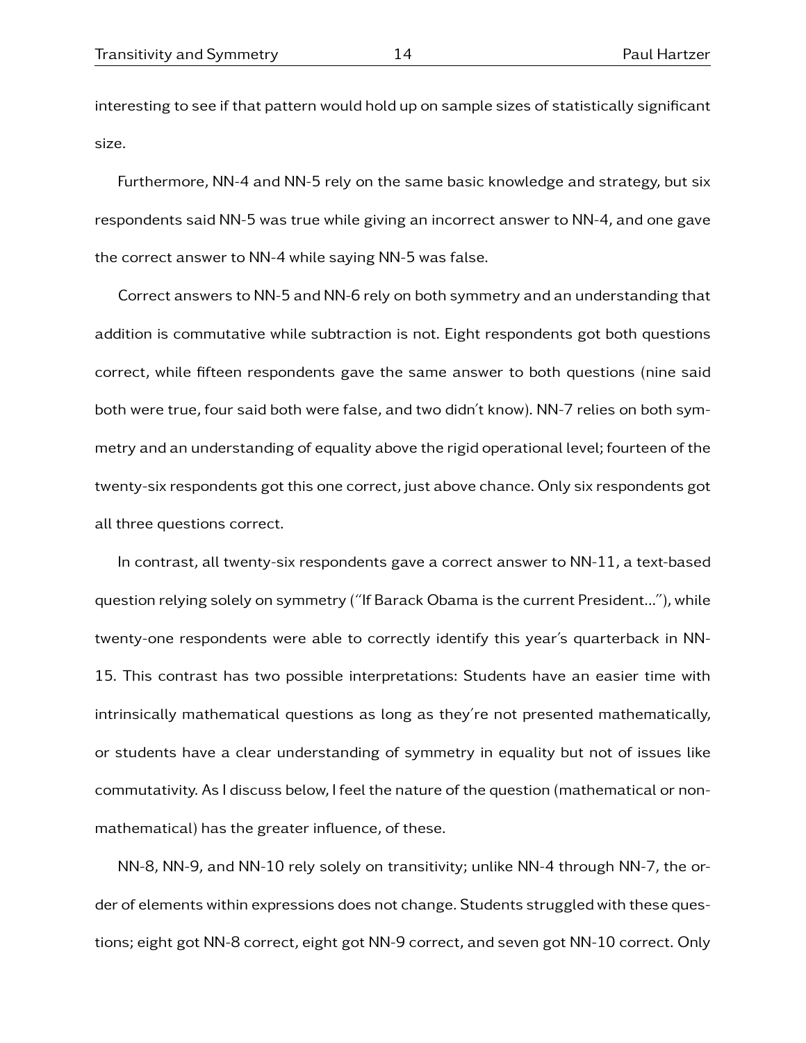interesting to see if that pattern would hold up on sample sizes of statistically significant size.

Furthermore, NN-4 and NN-5 rely on the same basic knowledge and strategy, but six respondents said NN-5 was true while giving an incorrect answer to NN-4, and one gave the correct answer to NN-4 while saying NN-5 was false.

Correct answers to NN-5 and NN-6 rely on both symmetry and an understanding that addition is commutative while subtraction is not. Eight respondents got both questions correct, while fifteen respondents gave the same answer to both questions (nine said both were true, four said both were false, and two didn't know). NN-7 relies on both symmetry and an understanding of equality above the rigid operational level; fourteen of the twenty-six respondents got this one correct, just above chance. Only six respondents got all three questions correct.

In contrast, all twenty-six respondents gave a correct answer to NN-11, a text-based question relying solely on symmetry ("If Barack Obama is the current President..."), while twenty-one respondents were able to correctly identify this year's quarterback in NN-15. This contrast has two possible interpretations: Students have an easier time with intrinsically mathematical questions as long as they're not presented mathematically, or students have a clear understanding of symmetry in equality but not of issues like commutativity. As I discuss below, I feel the nature of the question (mathematical or non-mathematical) has the greater influence, of these.

NN-8, NN-9, and NN-10 rely solely on transitivity; unlike NN-4 through NN-7, the order of elements within expressions does not change. Students struggled with these questions; eight got NN-8 correct, eight got NN-9 correct, and seven got NN-10 correct. Only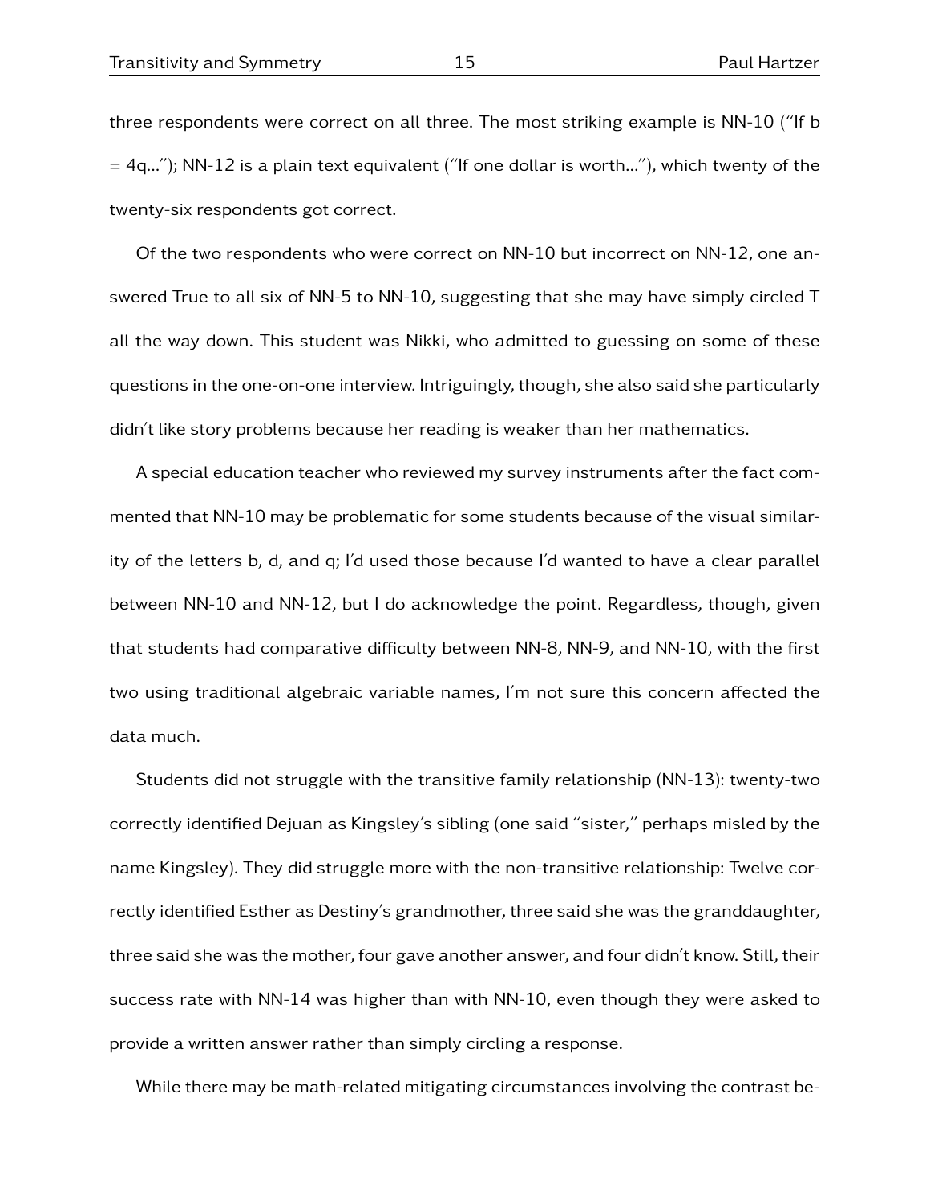three respondents were correct on all three. The most striking example is NN-10 (“If b = 4q…”); NN-12 is a plain text equivalent (“If one dollar is worth…”), which twenty of the twenty-six respondents got correct.

Of the two respondents who were correct on NN-10 but incorrect on NN-12, one answered True to all six of NN-5 to NN-10, suggesting that she may have simply circled T all the way down. This student was Nikki, who admitted to guessing on some of these questions in the one-on-one interview. Intriguingly, though, she also said she particularly didn’t like story problems because her reading is weaker than her mathematics.

A special education teacher who reviewed my survey instruments after the fact commented that NN-10 may be problematic for some students because of the visual similarity of the letters b, d, and q; I’d used those because I’d wanted to have a clear parallel between NN-10 and NN-12, but I do acknowledge the point. Regardless, though, given that students had comparative difficulty between NN-8, NN-9, and NN-10, with the first two using traditional algebraic variable names, I’m not sure this concern affected the data much.

Students did not struggle with the transitive family relationship (NN-13): twenty-two correctly identified Dejuan as Kingsley’s sibling (one said “sister,” perhaps misled by the name Kingsley). They did struggle more with the non-transitive relationship: Twelve correctly identified Esther as Destiny’s grandmother, three said she was the granddaughter, three said she was the mother, four gave another answer, and four didn’t know. Still, their success rate with NN-14 was higher than with NN-10, even though they were asked to provide a written answer rather than simply circling a response.

While there may be math-related mitigating circumstances involving the contrast be-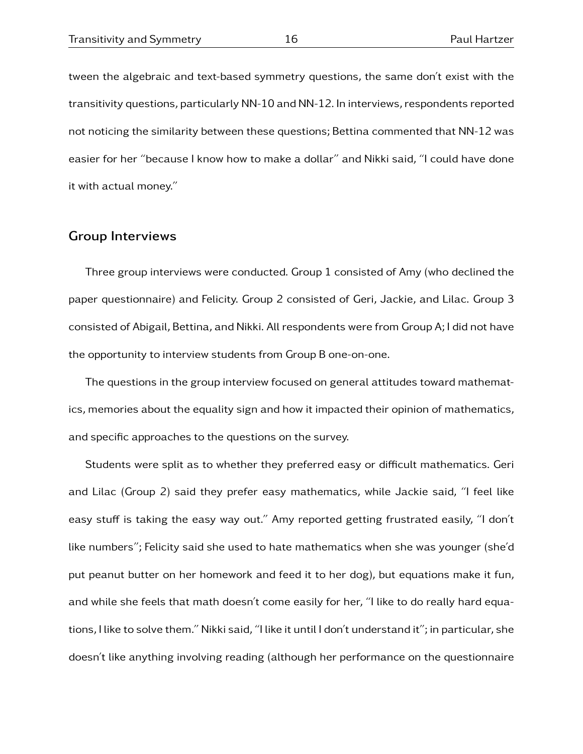tween the algebraic and text-based symmetry questions, the same don't exist with the transitivity questions, particularly NN-10 and NN-12. In interviews, respondents reported not noticing the similarity between these questions; Bettina commented that NN-12 was easier for her "because I know how to make a dollar" and Nikki said, "I could have done it with actual money."

## Group Interviews

Three group interviews were conducted. Group 1 consisted of Amy (who declined the paper questionnaire) and Felicity. Group 2 consisted of Geri, Jackie, and Lilac. Group 3 consisted of Abigail, Bettina, and Nikki. All respondents were from Group A; I did not have the opportunity to interview students from Group B one-on-one.

The questions in the group interview focused on general attitudes toward mathematics, memories about the equality sign and how it impacted their opinion of mathematics, and specific approaches to the questions on the survey.

Students were split as to whether they preferred easy or difficult mathematics. Geri and Lilac (Group 2) said they prefer easy mathematics, while Jackie said, "I feel like easy stuff is taking the easy way out." Amy reported getting frustrated easily, "I don't like numbers"; Felicity said she used to hate mathematics when she was younger (she'd put peanut butter on her homework and feed it to her dog), but equations make it fun, and while she feels that math doesn't come easily for her, "I like to do really hard equations, I like to solve them." Nikki said, "I like it until I don't understand it"; in particular, she doesn't like anything involving reading (although her performance on the questionnaire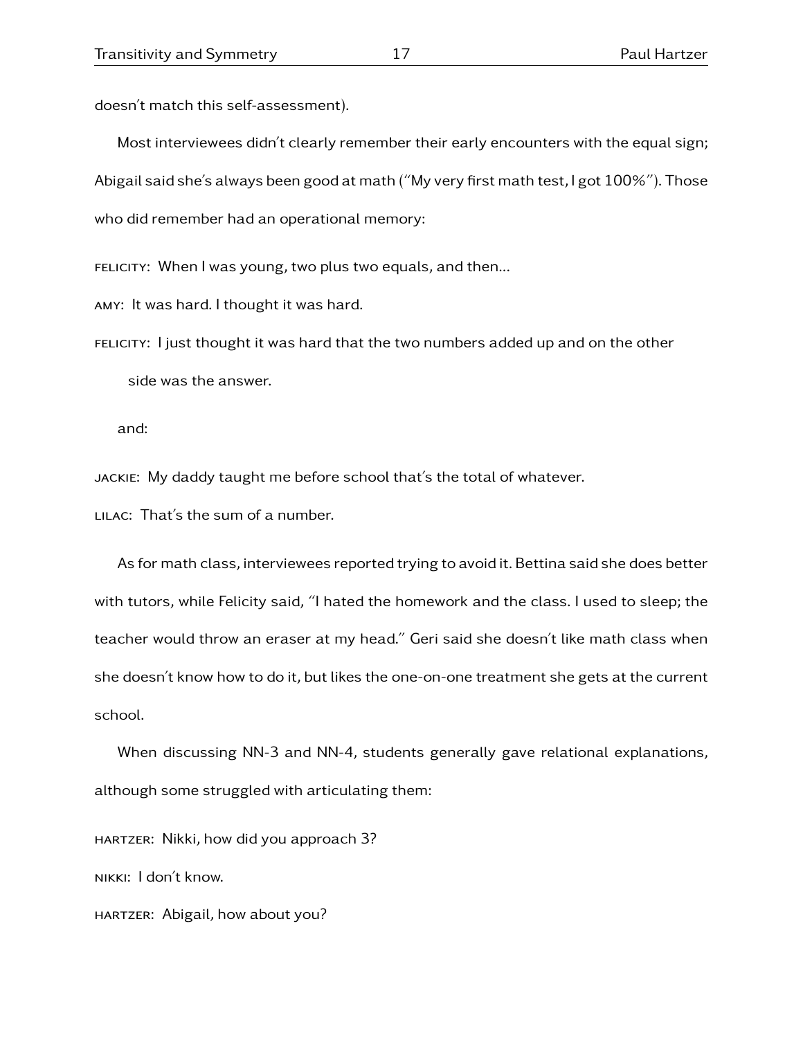doesn't match this self-assessment).

Most interviewees didn't clearly remember their early encounters with the equal sign; Abigail said she's always been good at math ("My very first math test, I got 100%"). Those who did remember had an operational memory:

FELICITY: When I was young, two plus two equals, and then...

AMY: It was hard. I thought it was hard.

FELICITY: I just thought it was hard that the two numbers added up and on the other side was the answer.

and:

JACKIE: My daddy taught me before school that's the total of whatever.

LILAC: That's the sum of a number.

As for math class, interviewees reported trying to avoid it. Bettina said she does better with tutors, while Felicity said, "I hated the homework and the class. I used to sleep; the teacher would throw an eraser at my head." Geri said she doesn't like math class when she doesn't know how to do it, but likes the one-on-one treatment she gets at the current school.

When discussing NN-3 and NN-4, students generally gave relational explanations, although some struggled with articulating them:

HARTZER: Nikki, how did you approach 3?

NIKKI: I don't know.

HARTZER: Abigail, how about you?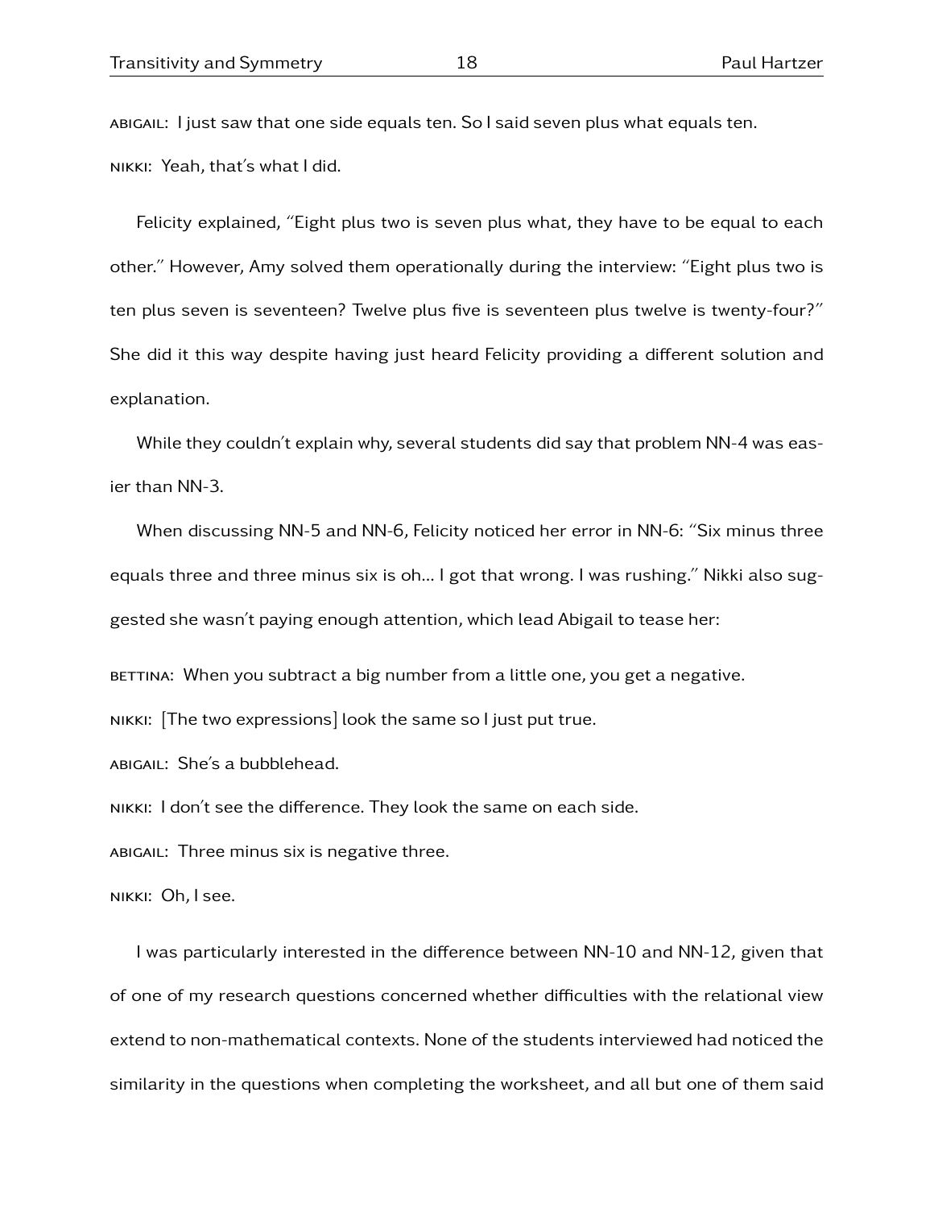ABIGAIL: I just saw that one side equals ten. So I said seven plus what equals ten.

NIKKI: Yeah, that's what I did.

Felicity explained, "Eight plus two is seven plus what, they have to be equal to each other." However, Amy solved them operationally during the interview: "Eight plus two is ten plus seven is seventeen? Twelve plus five is seventeen plus twelve is twenty-four?" She did it this way despite having just heard Felicity providing a different solution and explanation.

While they couldn't explain why, several students did say that problem NN-4 was easier than NN-3.

When discussing NN-5 and NN-6, Felicity noticed her error in NN-6: "Six minus three equals three and three minus six is oh… I got that wrong. I was rushing." Nikki also suggested she wasn't paying enough attention, which lead Abigail to tease her:

BETTINA: When you subtract a big number from a little one, you get a negative.

NIKKI: [The two expressions] look the same so I just put true.

ABIGAIL: She's a bubblehead.

NIKKI: I don't see the difference. They look the same on each side.

ABIGAIL: Three minus six is negative three.

NIKKI: Oh, I see.

I was particularly interested in the difference between NN-10 and NN-12, given that of one of my research questions concerned whether difficulties with the relational view extend to non-mathematical contexts. None of the students interviewed had noticed the similarity in the questions when completing the worksheet, and all but one of them said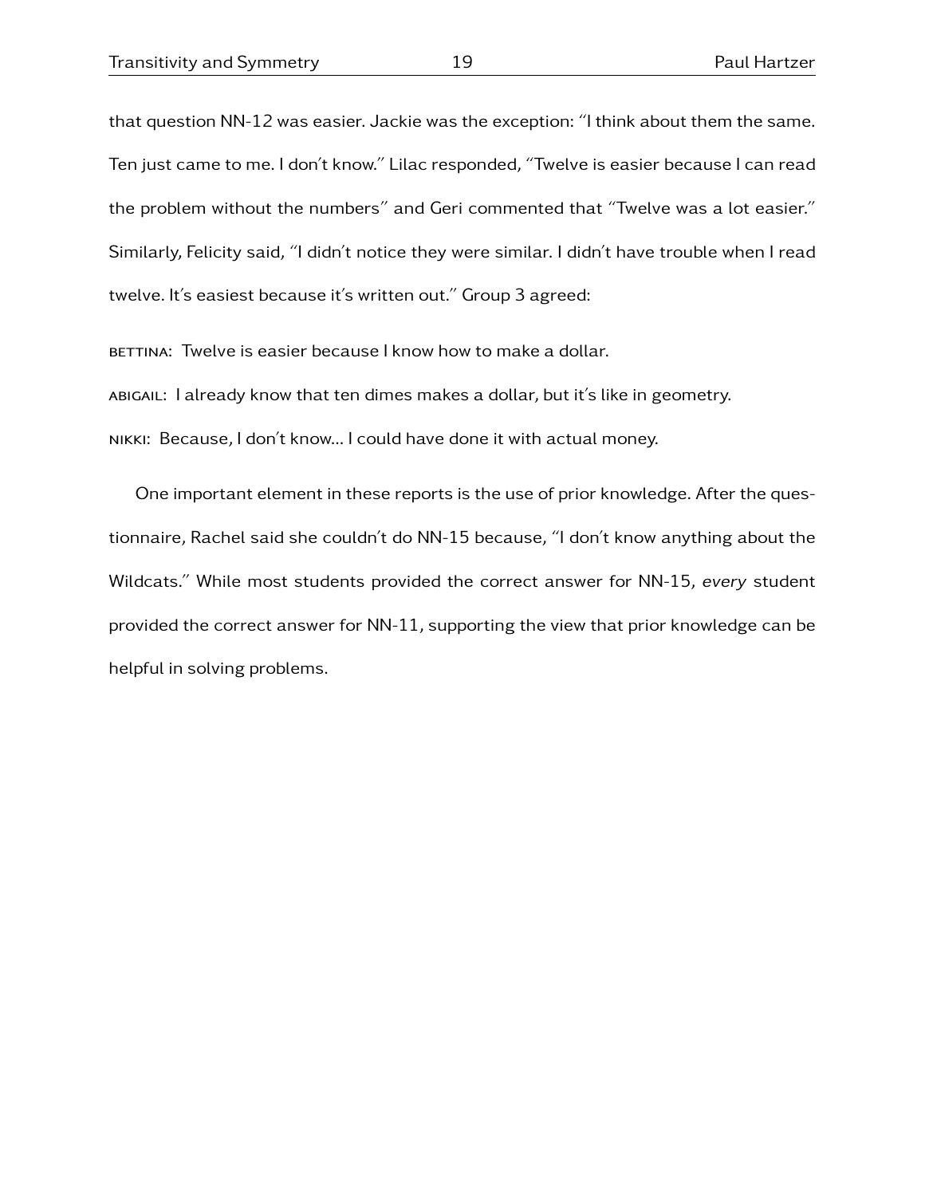that question NN-12 was easier. Jackie was the exception: "I think about them the same. Ten just came to me. I don't know." Lilac responded, "Twelve is easier because I can read the problem without the numbers" and Geri commented that "Twelve was a lot easier." Similarly, Felicity said, "I didn't notice they were similar. I didn't have trouble when I read twelve. It's easiest because it's written out." Group 3 agreed:

BETTINA: Twelve is easier because I know how to make a dollar.

ABIGAIL: I already know that ten dimes makes a dollar, but it's like in geometry.

NIKKI: Because, I don't know... I could have done it with actual money.

One important element in these reports is the use of prior knowledge. After the questionnaire, Rachel said she couldn't do NN-15 because, "I don't know anything about the Wildcats." While most students provided the correct answer for NN-15, *every* student provided the correct answer for NN-11, supporting the view that prior knowledge can be helpful in solving problems.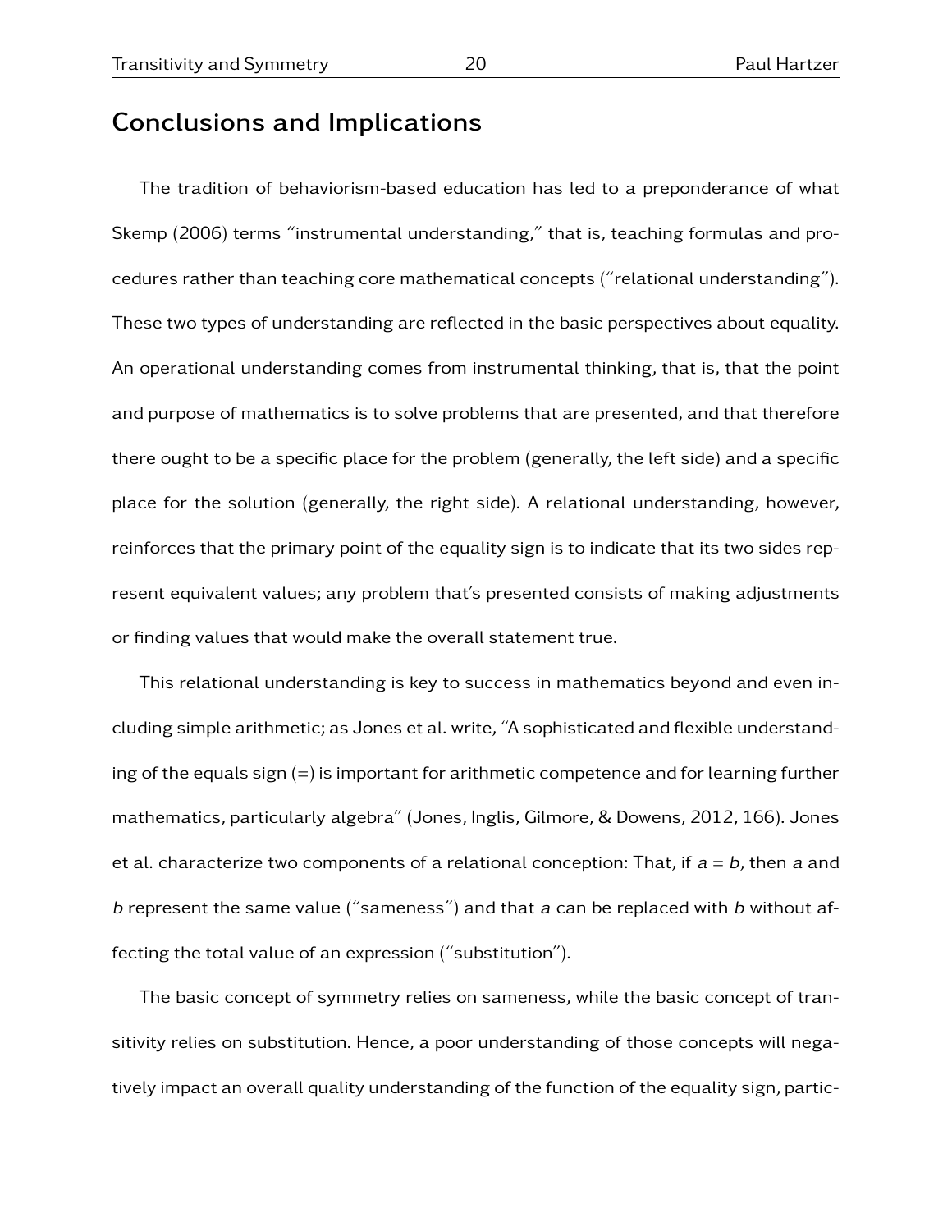## Conclusions and Implications

The tradition of behaviorism-based education has led to a preponderance of what Skemp (2006) terms "instrumental understanding," that is, teaching formulas and procedures rather than teaching core mathematical concepts ("relational understanding"). These two types of understanding are reflected in the basic perspectives about equality. An operational understanding comes from instrumental thinking, that is, that the point and purpose of mathematics is to solve problems that are presented, and that therefore there ought to be a specific place for the problem (generally, the left side) and a specific place for the solution (generally, the right side). A relational understanding, however, reinforces that the primary point of the equality sign is to indicate that its two sides represent equivalent values; any problem that's presented consists of making adjustments or finding values that would make the overall statement true.

This relational understanding is key to success in mathematics beyond and even including simple arithmetic; as Jones et al. write, "A sophisticated and flexible understanding of the equals sign (=) is important for arithmetic competence and for learning further mathematics, particularly algebra" (Jones, Inglis, Gilmore, & Dowens, 2012, 166). Jones et al. characterize two components of a relational conception: That, if $a = b$, then $a$ and $b$ represent the same value ("sameness") and that $a$ can be replaced with $b$ without affecting the total value of an expression ("substitution").

The basic concept of symmetry relies on sameness, while the basic concept of transitivity relies on substitution. Hence, a poor understanding of those concepts will negatively impact an overall quality understanding of the function of the equality sign, partic-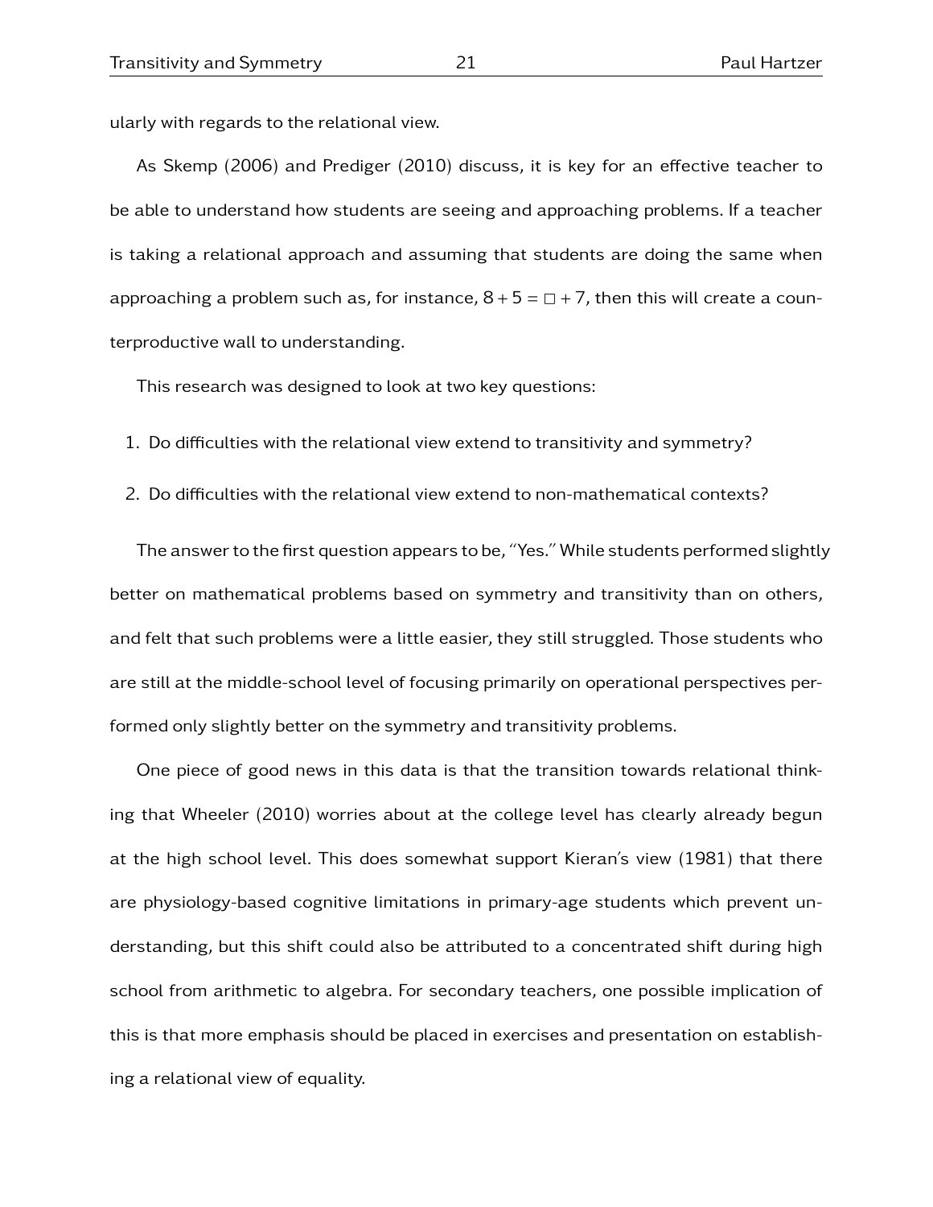ularly with regards to the relational view.

As Skemp (2006) and Prediger (2010) discuss, it is key for an effective teacher to be able to understand how students are seeing and approaching problems. If a teacher is taking a relational approach and assuming that students are doing the same when approaching a problem such as, for instance, $8 + 5 = \square + 7$, then this will create a counterproductive wall to understanding.

This research was designed to look at two key questions:

1. Do difficulties with the relational view extend to transitivity and symmetry?
2. Do difficulties with the relational view extend to non-mathematical contexts?

The answer to the first question appears to be, "Yes." While students performed slightly better on mathematical problems based on symmetry and transitivity than on others, and felt that such problems were a little easier, they still struggled. Those students who are still at the middle-school level of focusing primarily on operational perspectives performed only slightly better on the symmetry and transitivity problems.

One piece of good news in this data is that the transition towards relational thinking that Wheeler (2010) worries about at the college level has clearly already begun at the high school level. This does somewhat support Kieran's view (1981) that there are physiology-based cognitive limitations in primary-age students which prevent understanding, but this shift could also be attributed to a concentrated shift during high school from arithmetic to algebra. For secondary teachers, one possible implication of this is that more emphasis should be placed in exercises and presentation on establishing a relational view of equality.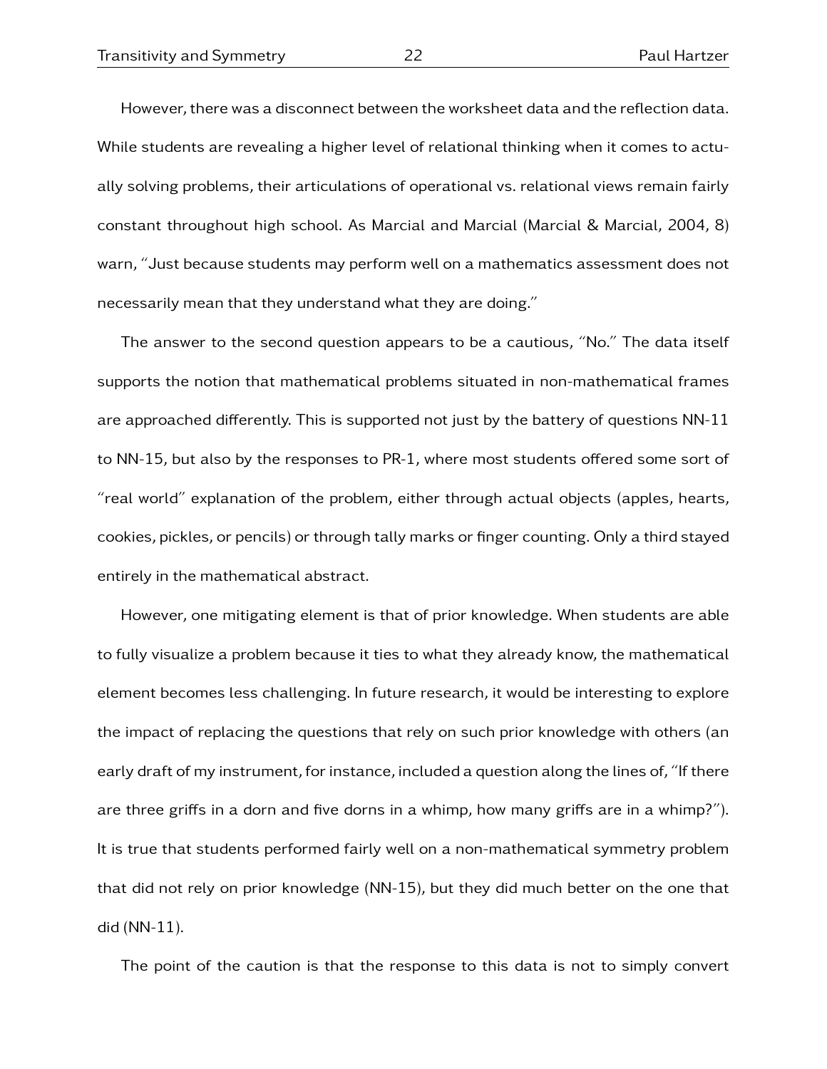However, there was a disconnect between the worksheet data and the reflection data. While students are revealing a higher level of relational thinking when it comes to actually solving problems, their articulations of operational vs. relational views remain fairly constant throughout high school. As Marcial and Marcial (Marcial & Marcial, 2004, 8) warn, "Just because students may perform well on a mathematics assessment does not necessarily mean that they understand what they are doing."

The answer to the second question appears to be a cautious, "No." The data itself supports the notion that mathematical problems situated in non-mathematical frames are approached differently. This is supported not just by the battery of questions NN-11 to NN-15, but also by the responses to PR-1, where most students offered some sort of "real world" explanation of the problem, either through actual objects (apples, hearts, cookies, pickles, or pencils) or through tally marks or finger counting. Only a third stayed entirely in the mathematical abstract.

However, one mitigating element is that of prior knowledge. When students are able to fully visualize a problem because it ties to what they already know, the mathematical element becomes less challenging. In future research, it would be interesting to explore the impact of replacing the questions that rely on such prior knowledge with others (an early draft of my instrument, for instance, included a question along the lines of, "If there are three griffs in a dorn and five dorns in a whimp, how many griffs are in a whimp?"). It is true that students performed fairly well on a non-mathematical symmetry problem that did not rely on prior knowledge (NN-15), but they did much better on the one that did (NN-11).

The point of the caution is that the response to this data is not to simply convert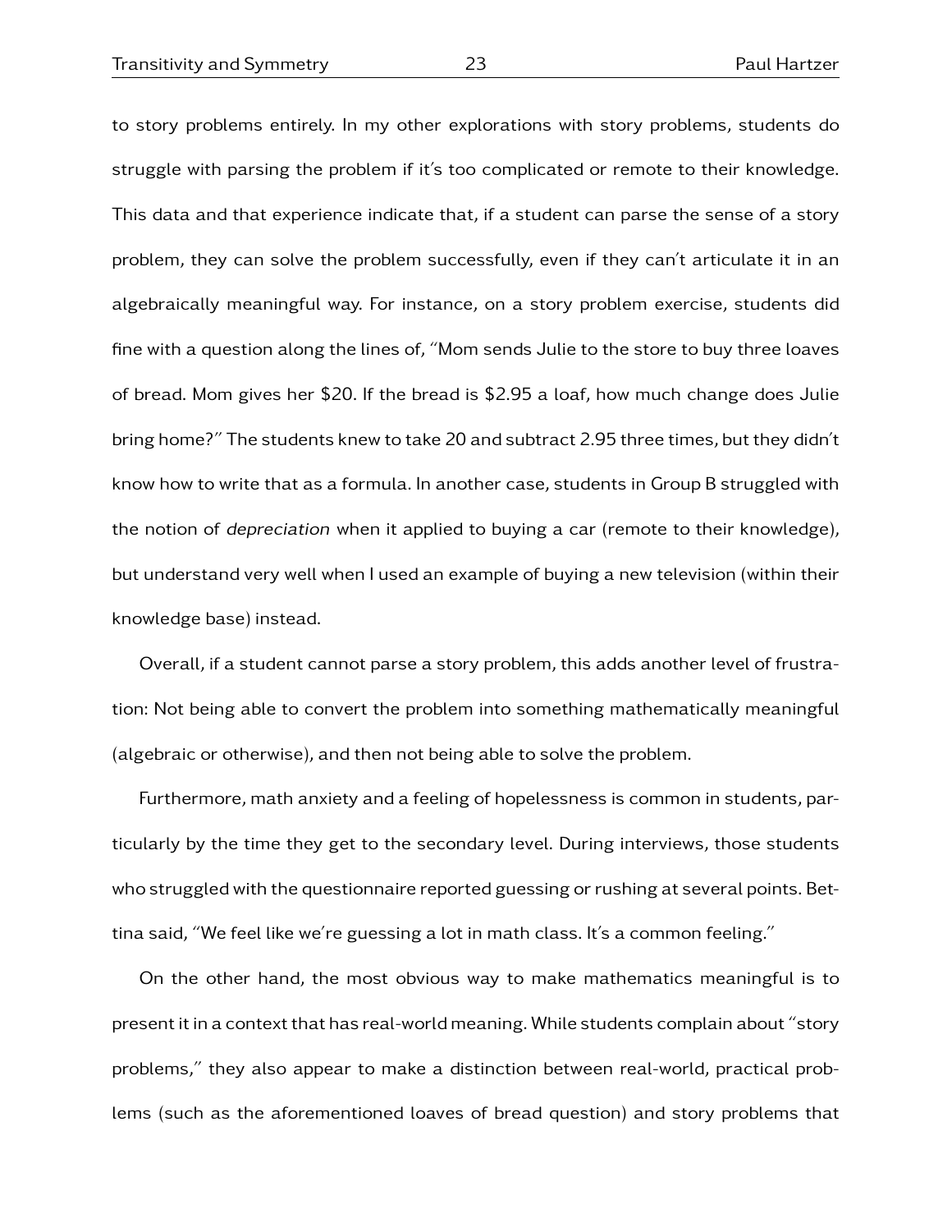to story problems entirely. In my other explorations with story problems, students do struggle with parsing the problem if it's too complicated or remote to their knowledge. This data and that experience indicate that, if a student can parse the sense of a story problem, they can solve the problem successfully, even if they can't articulate it in an algebraically meaningful way. For instance, on a story problem exercise, students did fine with a question along the lines of, "Mom sends Julie to the store to buy three loaves of bread. Mom gives her $20. If the bread is $2.95 a loaf, how much change does Julie bring home?" The students knew to take 20 and subtract 2.95 three times, but they didn't know how to write that as a formula. In another case, students in Group B struggled with the notion of *depreciation* when it applied to buying a car (remote to their knowledge), but understand very well when I used an example of buying a new television (within their knowledge base) instead.

Overall, if a student cannot parse a story problem, this adds another level of frustration: Not being able to convert the problem into something mathematically meaningful (algebraic or otherwise), and then not being able to solve the problem.

Furthermore, math anxiety and a feeling of hopelessness is common in students, particularly by the time they get to the secondary level. During interviews, those students who struggled with the questionnaire reported guessing or rushing at several points. Bettina said, "We feel like we're guessing a lot in math class. It's a common feeling."

On the other hand, the most obvious way to make mathematics meaningful is to present it in a context that has real-world meaning. While students complain about "story problems," they also appear to make a distinction between real-world, practical problems (such as the aforementioned loaves of bread question) and story problems that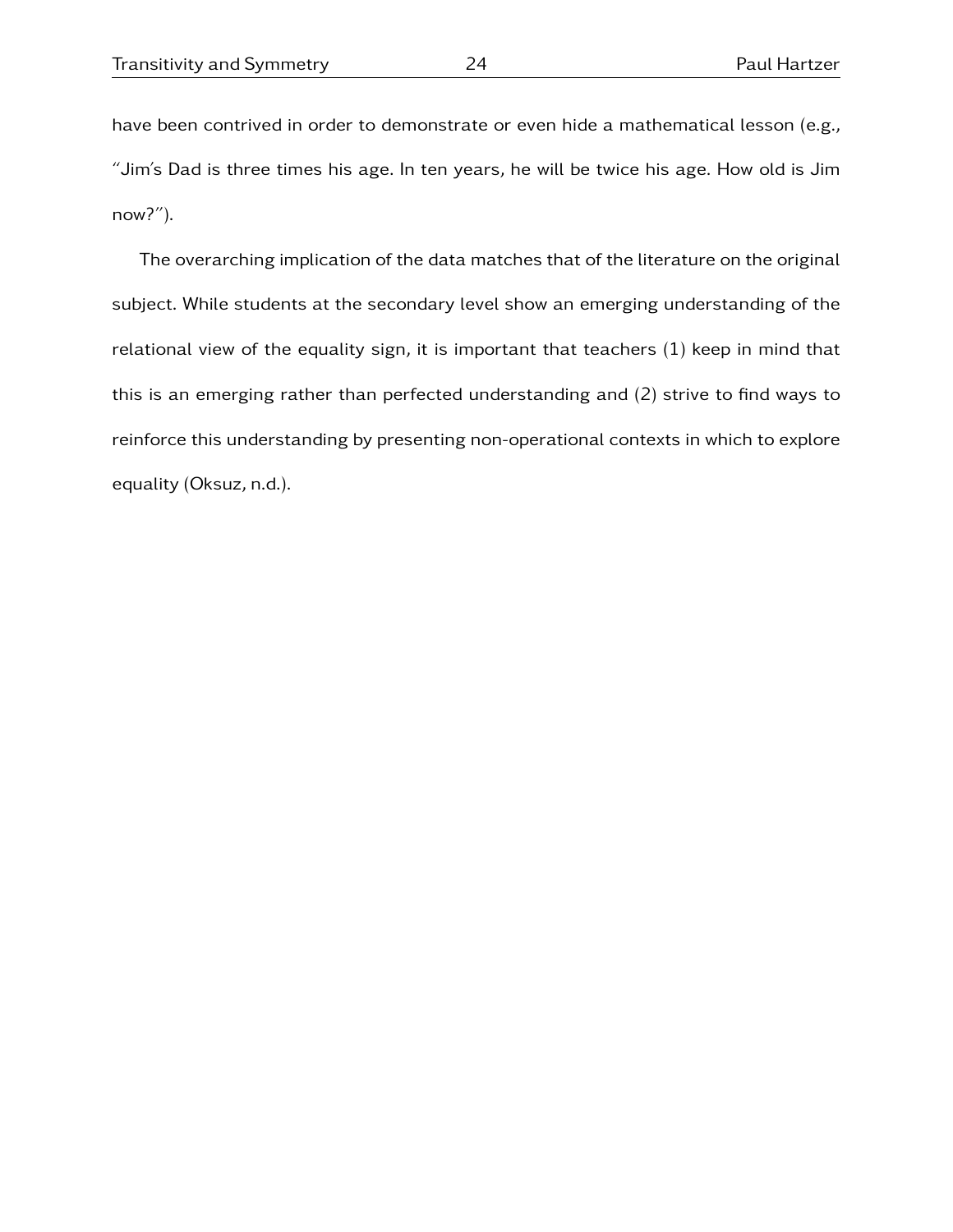have been contrived in order to demonstrate or even hide a mathematical lesson (e.g., "Jim's Dad is three times his age. In ten years, he will be twice his age. How old is Jim now?").

The overarching implication of the data matches that of the literature on the original subject. While students at the secondary level show an emerging understanding of the relational view of the equality sign, it is important that teachers (1) keep in mind that this is an emerging rather than perfected understanding and (2) strive to find ways to reinforce this understanding by presenting non-operational contexts in which to explore equality (Oksuz, n.d.).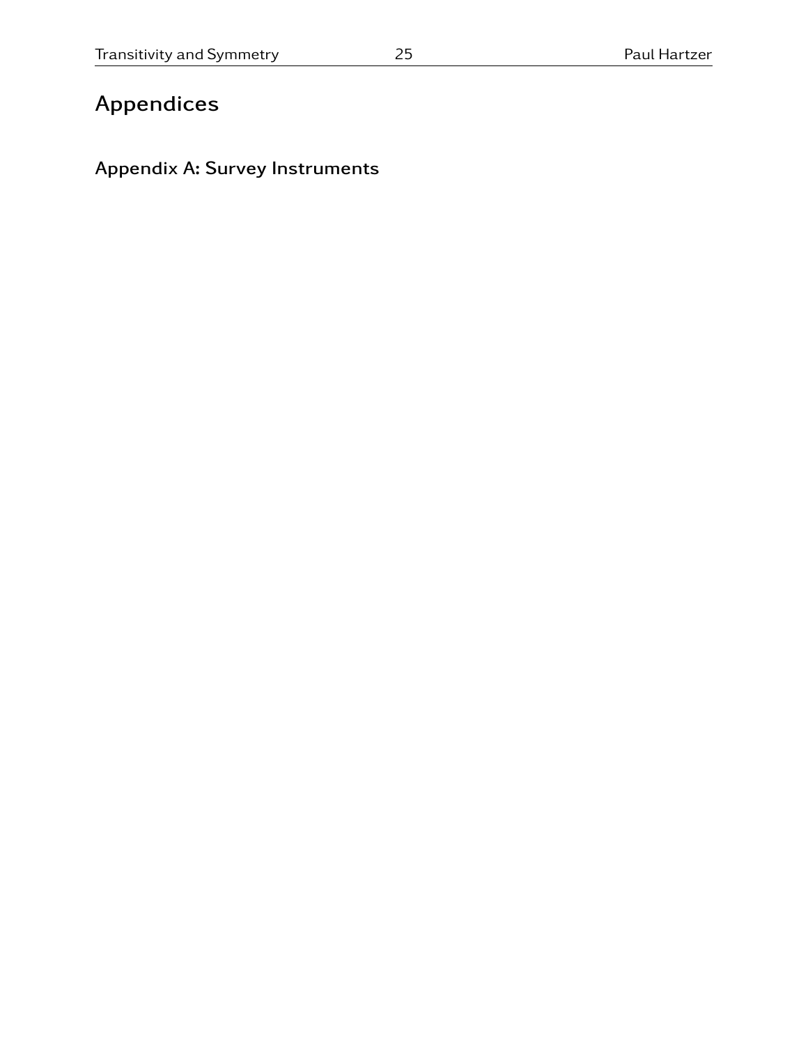# Appendices

## Appendix A: Survey Instruments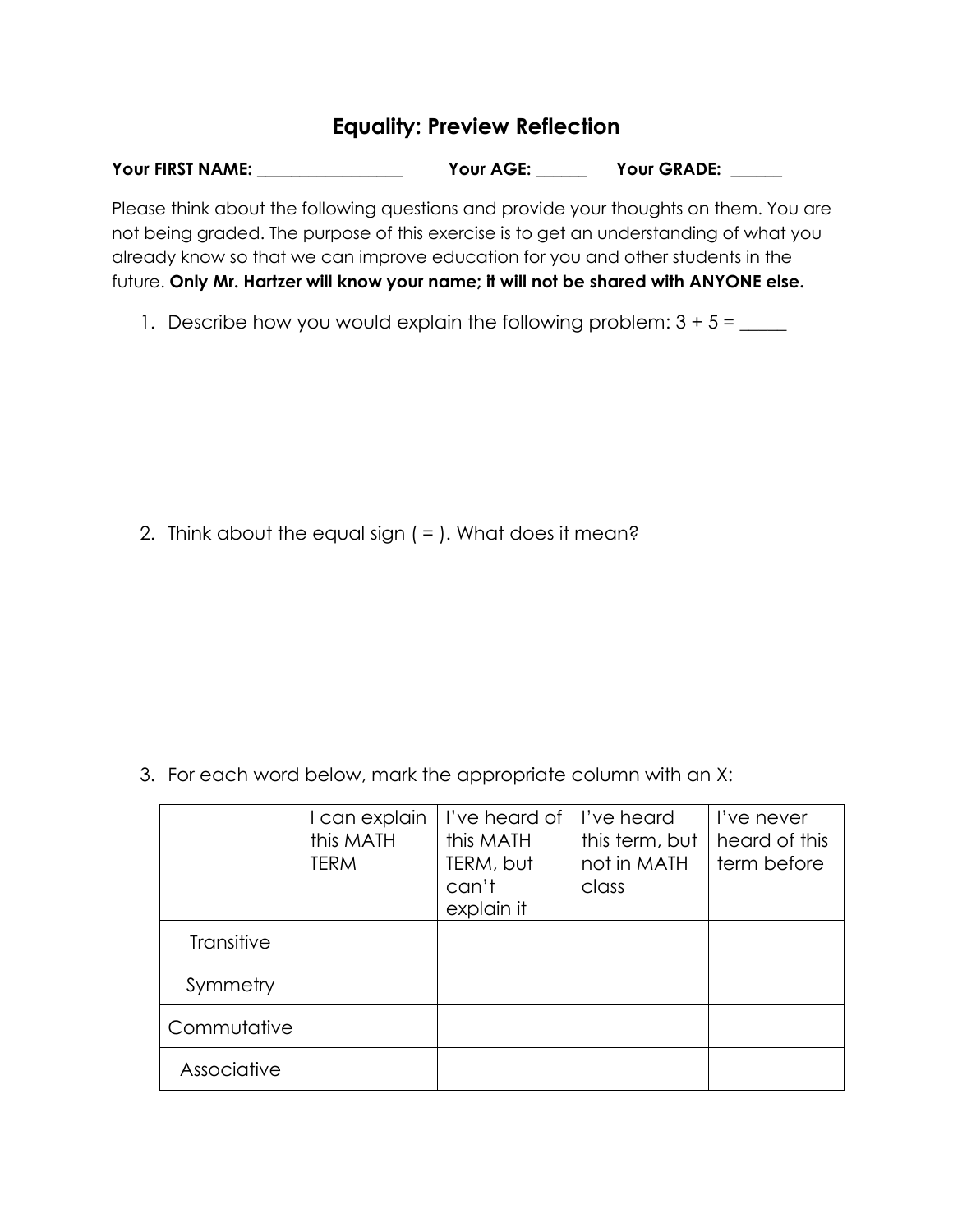# Equality: Preview Reflection

**Your FIRST NAME:** _________________ **Your AGE:** ______ **Your GRADE:** ______

Please think about the following questions and provide your thoughts on them. You are not being graded. The purpose of this exercise is to get an understanding of what you already know so that we can improve education for you and other students in the future. **Only Mr. Hartzer will know your name; it will not be shared with ANYONE else.**

1. Describe how you would explain the following problem: 3 + 5 = _____

2. Think about the equal sign ( = ). What does it mean?

3. For each word below, mark the appropriate column with an X:

| | I can explain this MATH TERM | I've heard of this MATH TERM, but can't explain it | I've heard this term, but not in MATH class | I've never heard of this term before |
|---|---|---|---|---|
| Transitive | | | | |
| Symmetry | | | | |
| Commutative | | | | |
| Associative | | | | |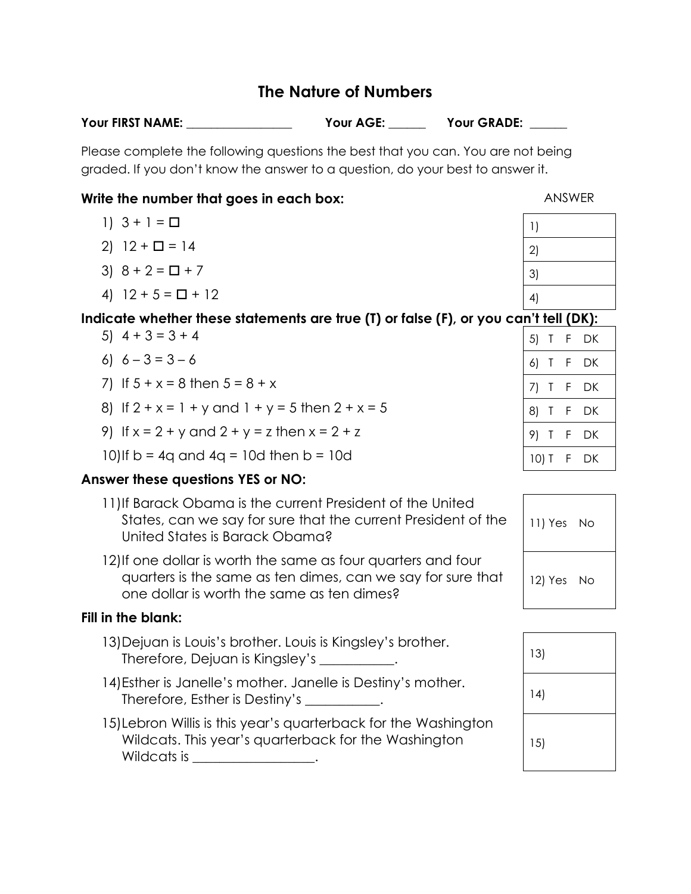# The Nature of Numbers

**Your FIRST NAME:** ________________ **Your AGE:** ______ **Your GRADE:** ______

Please complete the following questions the best that you can. You are not being graded. If you don't know the answer to a question, do your best to answer it.

**Write the number that goes in each box:**

1) $3 + 1 = \square$
2) $12 + \square = 14$
3) $8 + 2 = \square + 7$
4) $12 + 5 = \square + 12$

| ANSWER |
|---|
| 1) |
| 2) |
| 3) |
| 4) |

**Indicate whether these statements are true (T) or false (F), or you can't tell (DK):**

5) $4 + 3 = 3 + 4$
6) $6 – 3 = 3 – 6$
7) If $5 + x = 8$ then $5 = 8 + x$
8) If $2 + x = 1 + y$ and $1 + y = 5$ then $2 + x = 5$
9) If $x = 2 + y$ and $2 + y = z$ then $x = 2 + z$
10) If $b = 4q$ and $4q = 10d$ then $b = 10d$

| |
|---|
| 5) T F DK |
| 6) T F DK |
| 7) T F DK |
| 8) T F DK |
| 9) T F DK |
| 10) T F DK |

**Answer these questions YES or NO:**

11) If Barack Obama is the current President of the United States, can we say for sure that the current President of the United States is Barack Obama?
12) If one dollar is worth the same as four quarters and four quarters is the same as ten dimes, can we say for sure that one dollar is worth the same as ten dimes?

| |
|---|
| 11) Yes No |
| 12) Yes No |

**Fill in the blank:**

13) Dejuan is Louis's brother. Louis is Kingsley's brother. Therefore, Dejuan is Kingsley's ___________.
14) Esther is Janelle's mother. Janelle is Destiny's mother. Therefore, Esther is Destiny's ___________.
15) Lebron Willis is this year's quarterback for the Washington Wildcats. This year's quarterback for the Washington Wildcats is __________________.

| |
|---|
| 13) |
| 14) |
| 15) |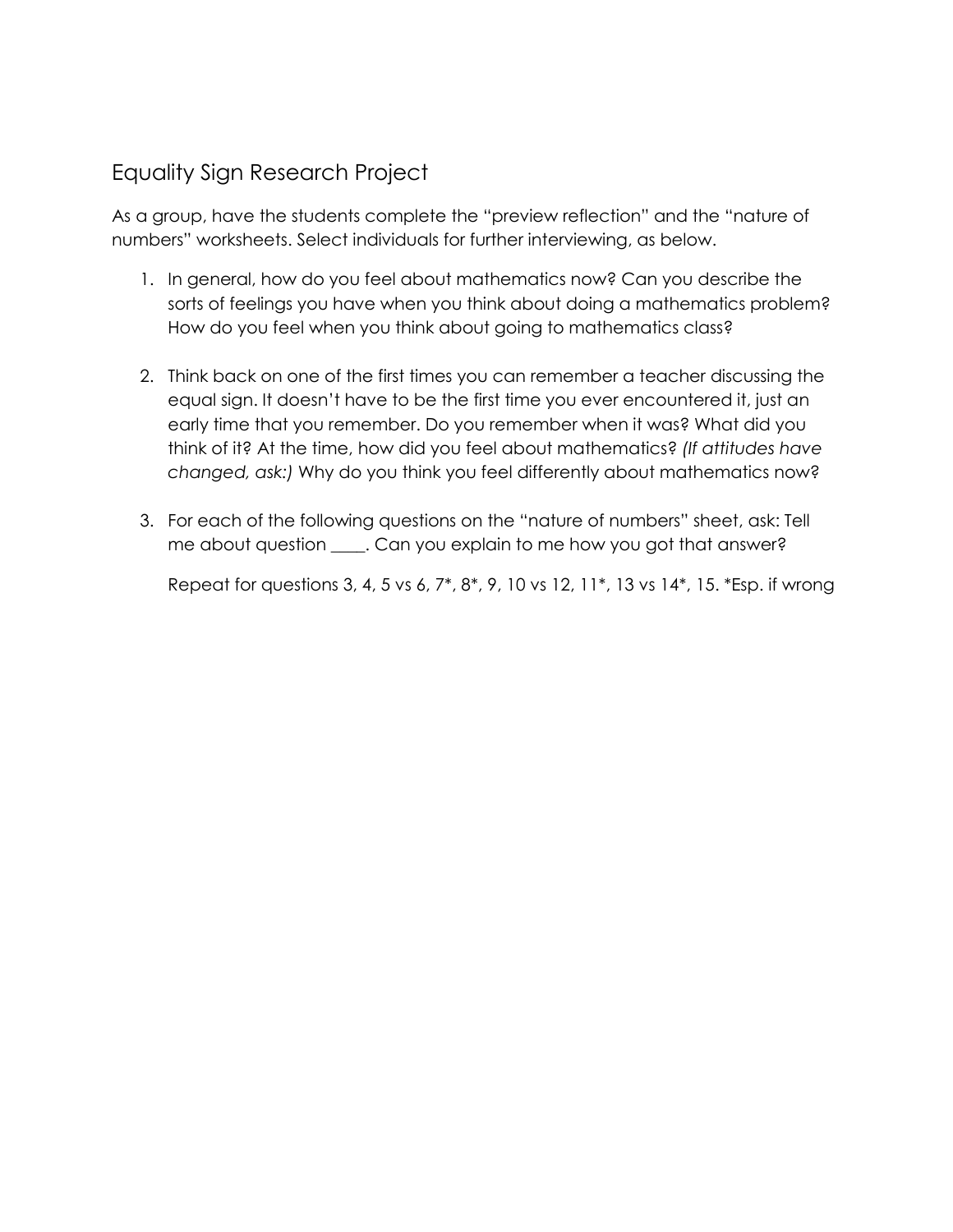# Equality Sign Research Project

As a group, have the students complete the "preview reflection" and the "nature of numbers" worksheets. Select individuals for further interviewing, as below.

1. In general, how do you feel about mathematics now? Can you describe the sorts of feelings you have when you think about doing a mathematics problem? How do you feel when you think about going to mathematics class?

2. Think back on one of the first times you can remember a teacher discussing the equal sign. It doesn't have to be the first time you ever encountered it, just an early time that you remember. Do you remember when it was? What did you think of it? At the time, how did you feel about mathematics? *(If attitudes have changed, ask:)* Why do you think you feel differently about mathematics now?

3. For each of the following questions on the "nature of numbers" sheet, ask: Tell me about question ____. Can you explain to me how you got that answer?

   Repeat for questions 3, 4, 5 vs 6, 7*, 8*, 9, 10 vs 12, 11*, 13 vs 14*, 15. *Esp. if wrong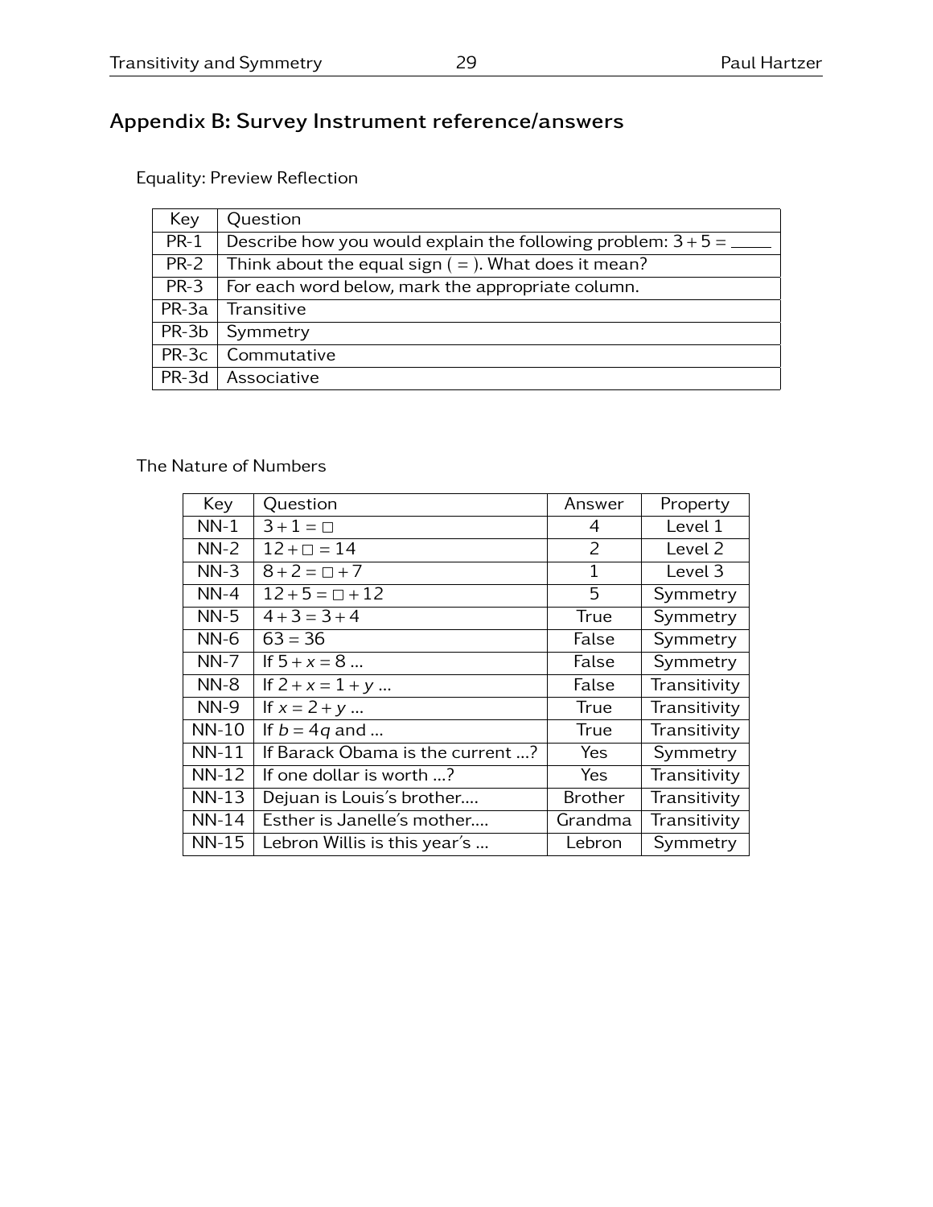## Appendix B: Survey Instrument reference/answers

Equality: Preview Reflection

| Key | Question |
|---|---|
| PR-1 | Describe how you would explain the following problem: $3+5=$ ____ |
| PR-2 | Think about the equal sign ( = ). What does it mean? |
| PR-3 | For each word below, mark the appropriate column. |
| PR-3a | Transitive |
| PR-3b | Symmetry |
| PR-3c | Commutative |
| PR-3d | Associative |

The Nature of Numbers

| Key | Question | Answer | Property |
|---|---|---|---|
| NN-1 | $3+1=\square$ | 4 | Level 1 |
| NN-2 | $12+\square=14$ | 2 | Level 2 |
| NN-3 | $8+2=\square+7$ | 1 | Level 3 |
| NN-4 | $12+5=\square+12$ | 5 | Symmetry |
| NN-5 | $4+3=3+4$ | True | Symmetry |
| NN-6 | $63=36$ | False | Symmetry |
| NN-7 | If $5+x=8$ ... | False | Symmetry |
| NN-8 | If $2+x=1+y$ ... | False | Transitivity |
| NN-9 | If $x=2+y$ ... | True | Transitivity |
| NN-10 | If $b=4q$ and ... | True | Transitivity |
| NN-11 | If Barack Obama is the current ...? | Yes | Symmetry |
| NN-12 | If one dollar is worth ...? | Yes | Transitivity |
| NN-13 | Dejuan is Louis's brother.... | Brother | Transitivity |
| NN-14 | Esther is Janelle's mother.... | Grandma | Transitivity |
| NN-15 | Lebron Willis is this year's ... | Lebron | Symmetry |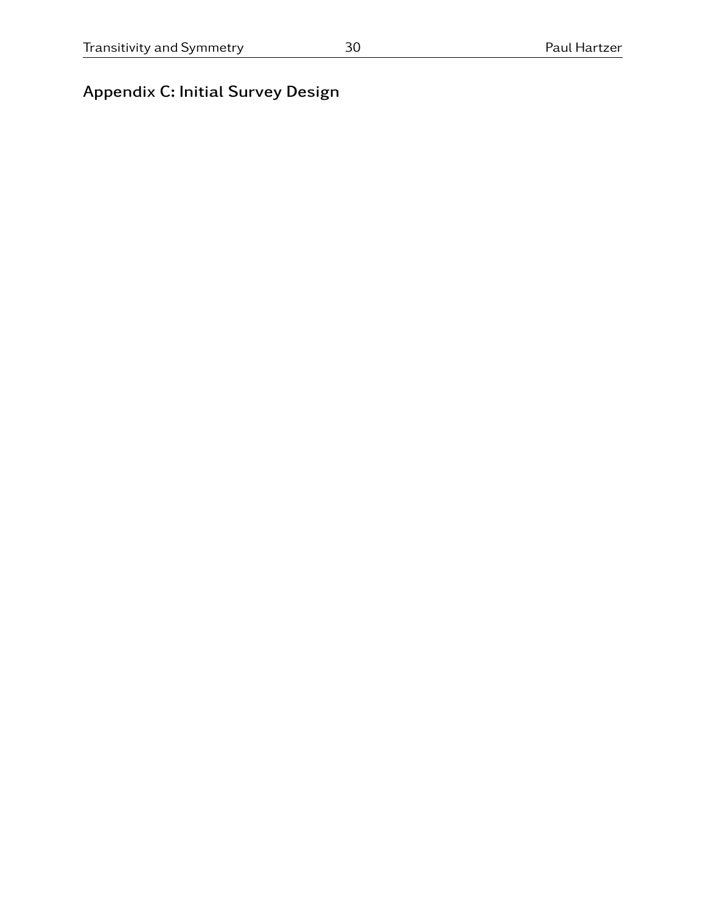## Appendix C: Initial Survey Design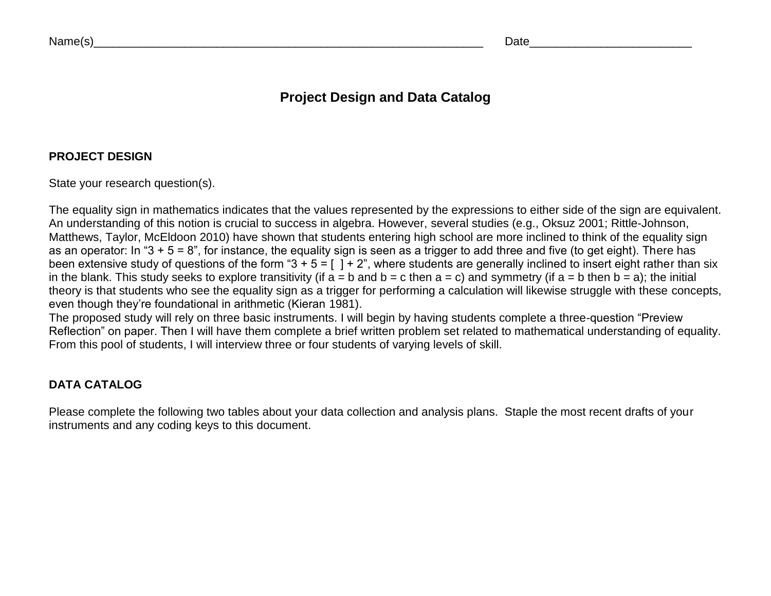Name(s)_______________________________________________________________ Date_________________________

# Project Design and Data Catalog

## PROJECT DESIGN

State your research question(s).

The equality sign in mathematics indicates that the values represented by the expressions to either side of the sign are equivalent. An understanding of this notion is crucial to success in algebra. However, several studies (e.g., Oksuz 2001; Rittle-Johnson, Matthews, Taylor, McEldoon 2010) have shown that students entering high school are more inclined to think of the equality sign as an operator: In "3 + 5 = 8", for instance, the equality sign is seen as a trigger to add three and five (to get eight). There has been extensive study of questions of the form "3 + 5 = [ ] + 2", where students are generally inclined to insert eight rather than six in the blank. This study seeks to explore transitivity (if $a = b$ and $b = c$ then $a = c$) and symmetry (if $a = b$ then $b = a$); the initial theory is that students who see the equality sign as a trigger for performing a calculation will likewise struggle with these concepts, even though they're foundational in arithmetic (Kieran 1981).
The proposed study will rely on three basic instruments. I will begin by having students complete a three-question "Preview Reflection" on paper. Then I will have them complete a brief written problem set related to mathematical understanding of equality. From this pool of students, I will interview three or four students of varying levels of skill.

## DATA CATALOG

Please complete the following two tables about your data collection and analysis plans. Staple the most recent drafts of your instruments and any coding keys to this document.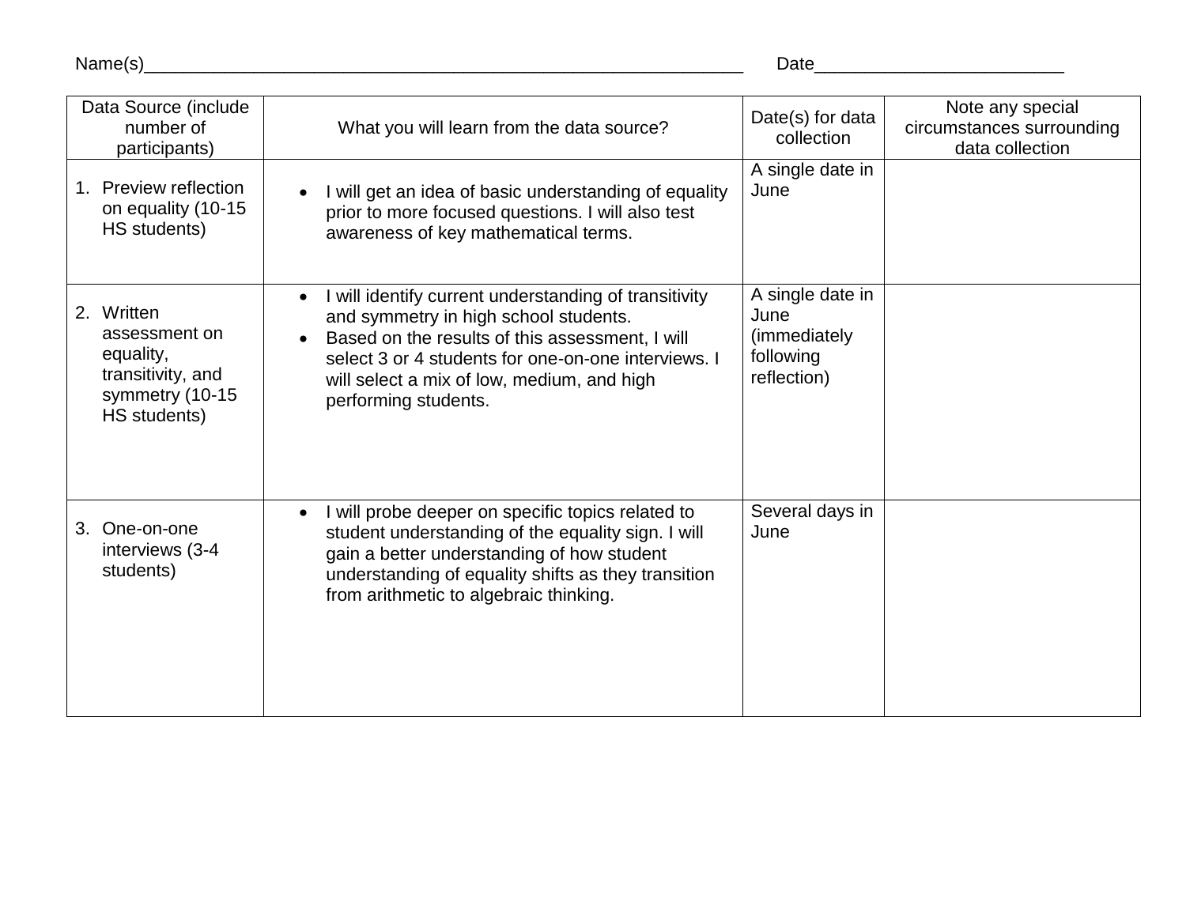Name(s)_____________________________________________________________ Date_________________________

| Data Source (include number of participants) | What you will learn from the data source? | Date(s) for data collection | Note any special circumstances surrounding data collection |
|---|---|---|---|
| 1. Preview reflection on equality (10-15 HS students) | • I will get an idea of basic understanding of equality prior to more focused questions. I will also test awareness of key mathematical terms. | A single date in June | |
| 2. Written assessment on equality, transitivity, and symmetry (10-15 HS students) | • I will identify current understanding of transitivity and symmetry in high school students. <br> • Based on the results of this assessment, I will select 3 or 4 students for one-on-one interviews. I will select a mix of low, medium, and high performing students. | A single date in June (immediately following reflection) | |
| 3. One-on-one interviews (3-4 students) | • I will probe deeper on specific topics related to student understanding of the equality sign. I will gain a better understanding of how student understanding of equality shifts as they transition from arithmetic to algebraic thinking. | Several days in June | |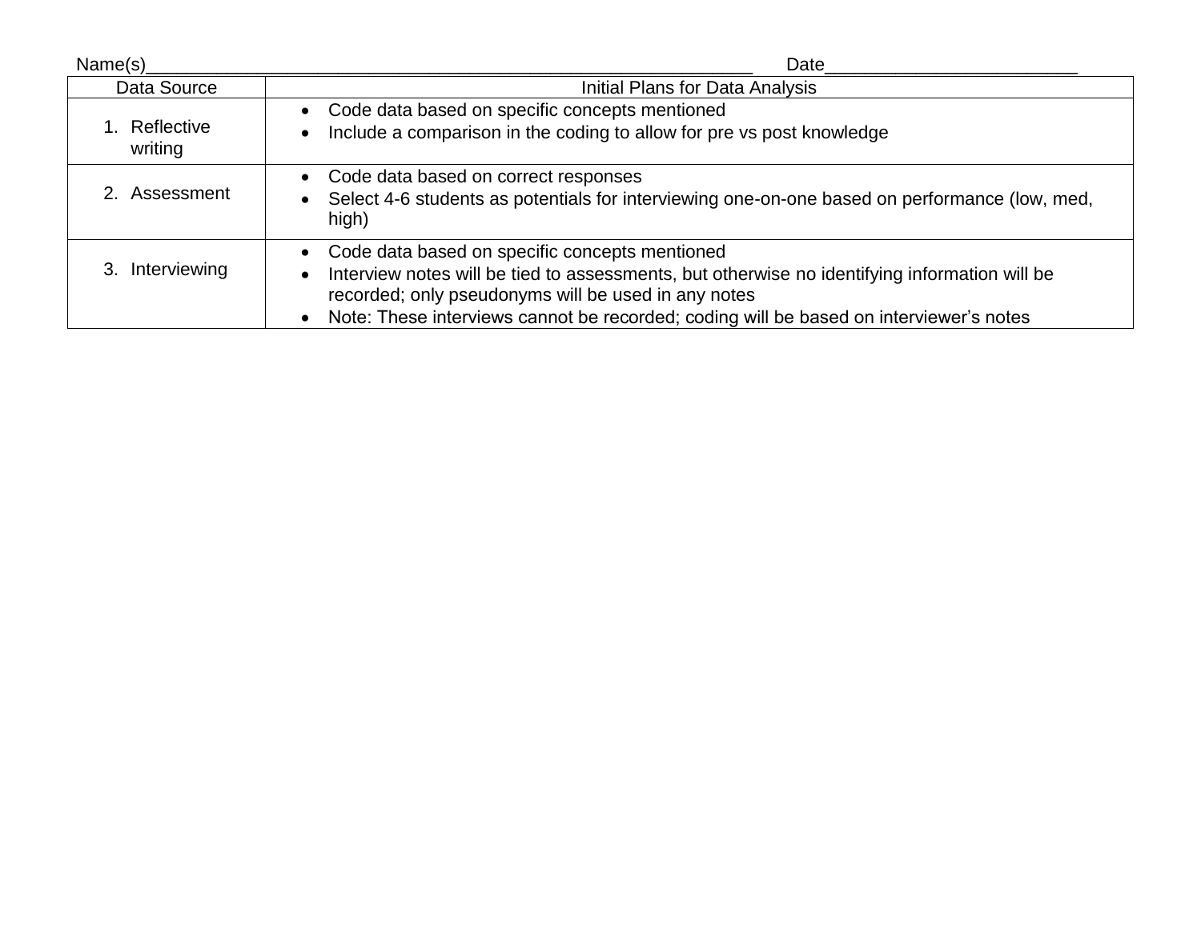Name(s)________________________________________________________________ Date__________________________

| Data Source | Initial Plans for Data Analysis |
| --- | --- |
| 1. Reflective writing | • Code data based on specific concepts mentioned<br>• Include a comparison in the coding to allow for pre vs post knowledge |
| 2. Assessment | • Code data based on correct responses<br>• Select 4-6 students as potentials for interviewing one-on-one based on performance (low, med, high) |
| 3. Interviewing | • Code data based on specific concepts mentioned<br>• Interview notes will be tied to assessments, but otherwise no identifying information will be recorded; only pseudonyms will be used in any notes<br>• Note: These interviews cannot be recorded; coding will be based on interviewer's notes |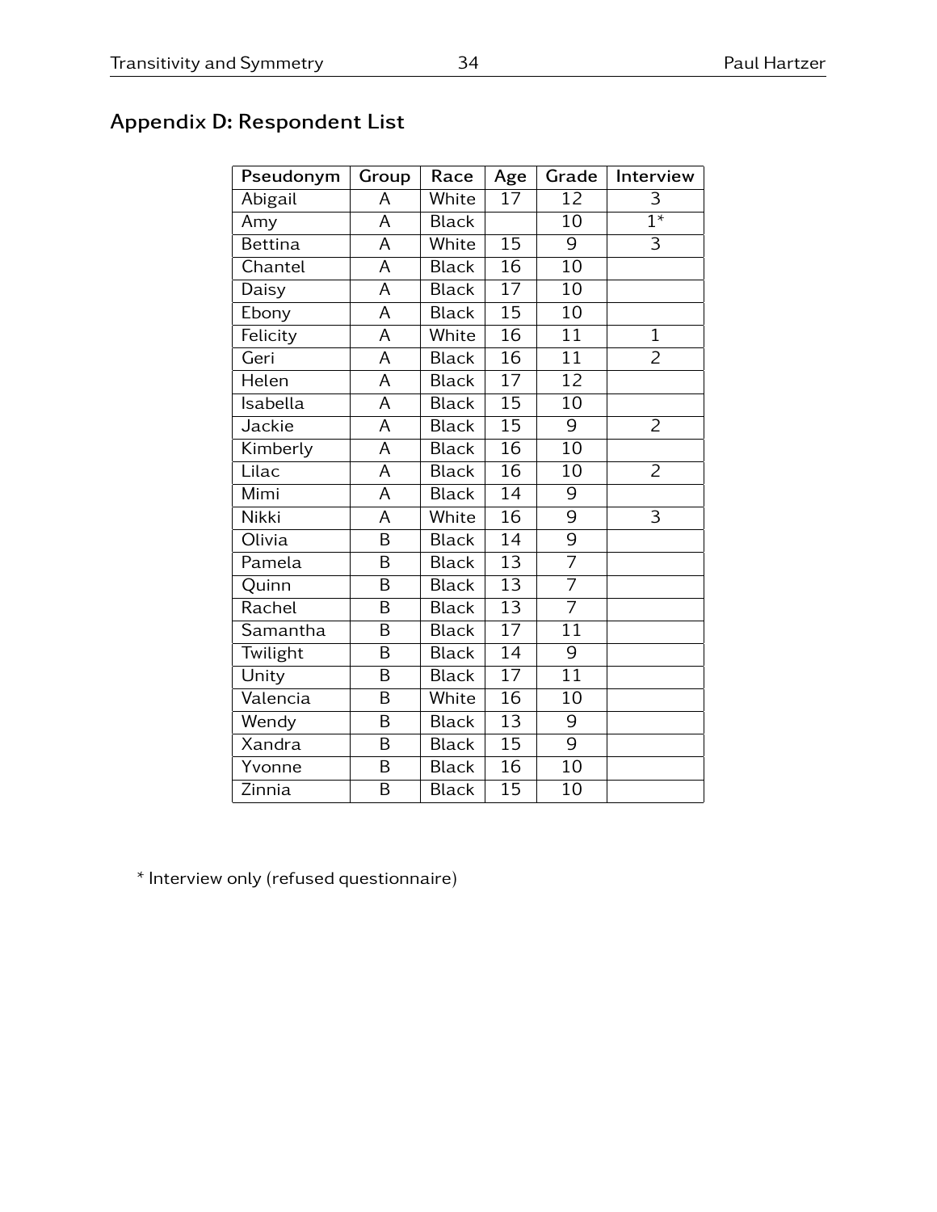## Appendix D: Respondent List

| Pseudonym | Group | Race | Age | Grade | Interview |
|---|---|---|---|---|---|
| Abigail | A | White | 17 | 12 | 3 |
| Amy | A | Black | | 10 | 1* |
| Bettina | A | White | 15 | 9 | 3 |
| Chantel | A | Black | 16 | 10 | |
| Daisy | A | Black | 17 | 10 | |
| Ebony | A | Black | 15 | 10 | |
| Felicity | A | White | 16 | 11 | 1 |
| Geri | A | Black | 16 | 11 | 2 |
| Helen | A | Black | 17 | 12 | |
| Isabella | A | Black | 15 | 10 | |
| Jackie | A | Black | 15 | 9 | 2 |
| Kimberly | A | Black | 16 | 10 | |
| Lilac | A | Black | 16 | 10 | 2 |
| Mimi | A | Black | 14 | 9 | |
| Nikki | A | White | 16 | 9 | 3 |
| Olivia | B | Black | 14 | 9 | |
| Pamela | B | Black | 13 | 7 | |
| Quinn | B | Black | 13 | 7 | |
| Rachel | B | Black | 13 | 7 | |
| Samantha | B | Black | 17 | 11 | |
| Twilight | B | Black | 14 | 9 | |
| Unity | B | Black | 17 | 11 | |
| Valencia | B | White | 16 | 10 | |
| Wendy | B | Black | 13 | 9 | |
| Xandra | B | Black | 15 | 9 | |
| Yvonne | B | Black | 16 | 10 | |
| Zinnia | B | Black | 15 | 10 | |

* Interview only (refused questionnaire)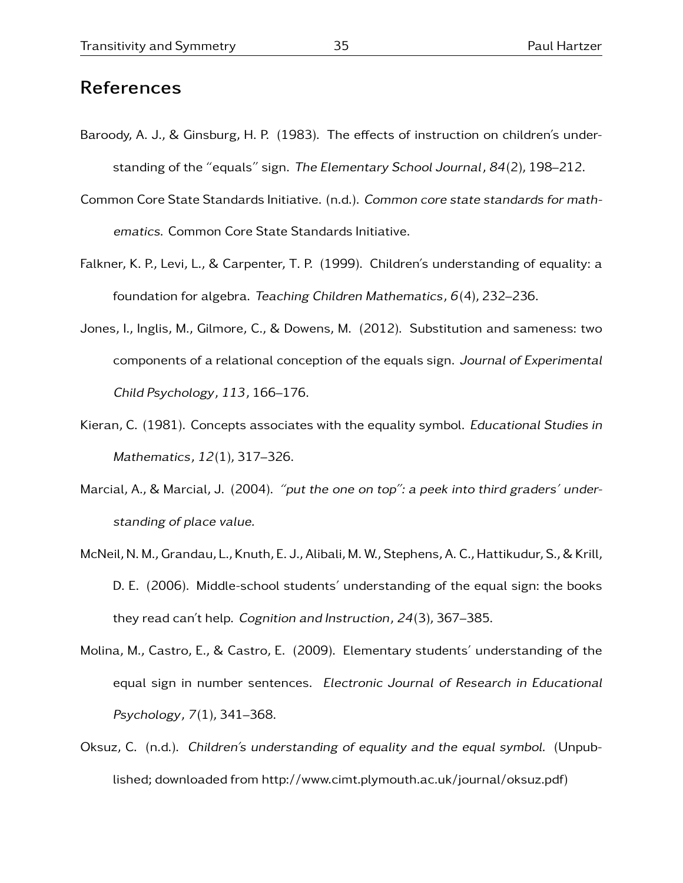# References

Baroody, A. J., & Ginsburg, H. P. (1983). The effects of instruction on children's understanding of the "equals" sign. *The Elementary School Journal*, *84*(2), 198–212.

Common Core State Standards Initiative. (n.d.). *Common core state standards for mathematics*. Common Core State Standards Initiative.

Falkner, K. P., Levi, L., & Carpenter, T. P. (1999). Children's understanding of equality: a foundation for algebra. *Teaching Children Mathematics*, *6*(4), 232–236.

Jones, I., Inglis, M., Gilmore, C., & Dowens, M. (2012). Substitution and sameness: two components of a relational conception of the equals sign. *Journal of Experimental Child Psychology*, *113*, 166–176.

Kieran, C. (1981). Concepts associates with the equality symbol. *Educational Studies in Mathematics*, *12*(1), 317–326.

Marcial, A., & Marcial, J. (2004). *"put the one on top": a peek into third graders' understanding of place value.*

McNeil, N. M., Grandau, L., Knuth, E. J., Alibali, M. W., Stephens, A. C., Hattikudur, S., & Krill, D. E. (2006). Middle-school students' understanding of the equal sign: the books they read can't help. *Cognition and Instruction*, *24*(3), 367–385.

Molina, M., Castro, E., & Castro, E. (2009). Elementary students' understanding of the equal sign in number sentences. *Electronic Journal of Research in Educational Psychology*, *7*(1), 341–368.

Oksuz, C. (n.d.). *Children's understanding of equality and the equal symbol.* (Unpublished; downloaded from http://www.cimt.plymouth.ac.uk/journal/oksuz.pdf)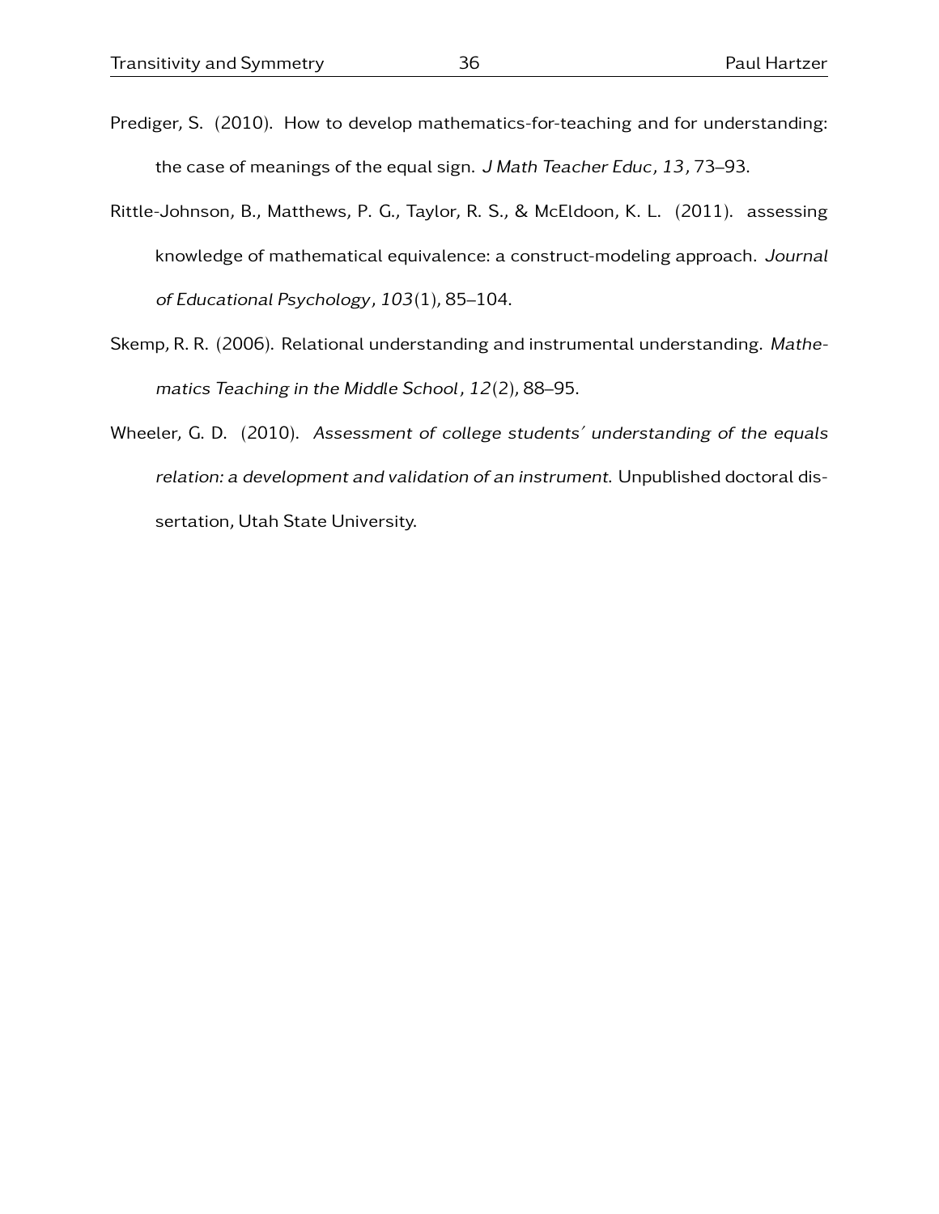Prediger, S. (2010). How to develop mathematics-for-teaching and for understanding: the case of meanings of the equal sign. *J Math Teacher Educ*, *13*, 73–93.

Rittle-Johnson, B., Matthews, P. G., Taylor, R. S., & McEldoon, K. L. (2011). assessing knowledge of mathematical equivalence: a construct-modeling approach. *Journal of Educational Psychology*, *103*(1), 85–104.

Skemp, R. R. (2006). Relational understanding and instrumental understanding. *Mathematics Teaching in the Middle School*, *12*(2), 88–95.

Wheeler, G. D. (2010). *Assessment of college students´ understanding of the equals relation: a development and validation of an instrument*. Unpublished doctoral dissertation, Utah State University.